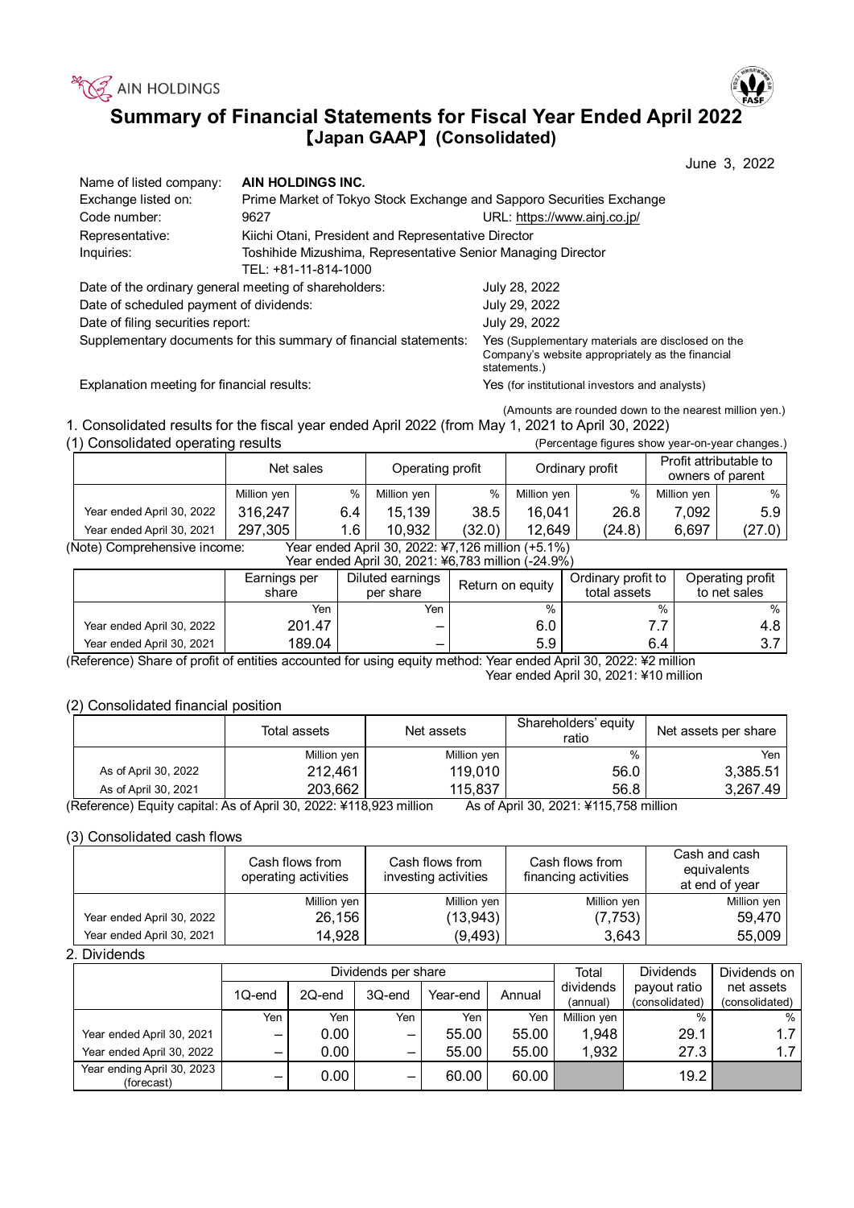AIN HOLDINGS

# Summary of Financial Statements for Fiscal Year Ended April 2022
## 【Japan GAAP】(Consolidated)

June 3, 2022

| | | |
|---|---|---|
| Name of listed company: | **AIN HOLDINGS INC.** | |
| Exchange listed on: | Prime Market of Tokyo Stock Exchange and Sapporo Securities Exchange | |
| Code number: | 9627 | URL: https://www.ainj.co.jp/ |
| Representative: | Kiichi Otani, President and Representative Director | |
| Inquiries: | Toshihide Mizushima, Representative Senior Managing Director TEL: +81-11-814-1000 | |

| | |
|---|---|
| Date of the ordinary general meeting of shareholders: | July 28, 2022 |
| Date of scheduled payment of dividends: | July 29, 2022 |
| Date of filing securities report: | July 29, 2022 |
| Supplementary documents for this summary of financial statements: | Yes (Supplementary materials are disclosed on the Company's website appropriately as the financial statements.) |
| Explanation meeting for financial results: | Yes (for institutional investors and analysts) |

(Amounts are rounded down to the nearest million yen.)

### 1. Consolidated results for the fiscal year ended April 2022 (from May 1, 2021 to April 30, 2022)

#### (1) Consolidated operating results

(Percentage figures show year-on-year changes.)

| | Net sales | | Operating profit | | Ordinary profit | | Profit attributable to owners of parent | |
|---|---|---|---|---|---|---|---|---|
| | Million yen | % | Million yen | % | Million yen | % | Million yen | % |
| Year ended April 30, 2022 | 316,247 | 6.4 | 15,139 | 38.5 | 16,041 | 26.8 | 7,092 | 5.9 |
| Year ended April 30, 2021 | 297,305 | 1.6 | 10,932 | (32.0) | 12,649 | (24.8) | 6,697 | (27.0) |

(Note) Comprehensive income: Year ended April 30, 2022: ¥7,126 million (+5.1%)
Year ended April 30, 2021: ¥6,783 million (-24.9%)

| | Earnings per share | Diluted earnings per share | Return on equity | Ordinary profit to total assets | Operating profit to net sales |
|---|---|---|---|---|---|
| | Yen | Yen | % | % | % |
| Year ended April 30, 2022 | 201.47 | – | 6.0 | 7.7 | 4.8 |
| Year ended April 30, 2021 | 189.04 | – | 5.9 | 6.4 | 3.7 |

(Reference) Share of profit of entities accounted for using equity method: Year ended April 30, 2022: ¥2 million
Year ended April 30, 2021: ¥10 million

#### (2) Consolidated financial position

| | Total assets | Net assets | Shareholders' equity ratio | Net assets per share |
|---|---|---|---|---|
| | Million yen | Million yen | % | Yen |
| As of April 30, 2022 | 212,461 | 119,010 | 56.0 | 3,385.51 |
| As of April 30, 2021 | 203,662 | 115,837 | 56.8 | 3,267.49 |

(Reference) Equity capital: As of April 30, 2022: ¥118,923 million As of April 30, 2021: ¥115,758 million

#### (3) Consolidated cash flows

| | Cash flows from operating activities | Cash flows from investing activities | Cash flows from financing activities | Cash and cash equivalents at end of year |
|---|---|---|---|---|
| | Million yen | Million yen | Million yen | Million yen |
| Year ended April 30, 2022 | 26,156 | (13,943) | (7,753) | 59,470 |
| Year ended April 30, 2021 | 14,928 | (9,493) | 3,643 | 55,009 |

### 2. Dividends

| | Dividends per share | | | | | Total dividends (annual) | Dividends payout ratio (consolidated) | Dividends on net assets (consolidated) |
|---|---|---|---|---|---|---|---|---|
| | 1Q-end | 2Q-end | 3Q-end | Year-end | Annual | | | |
| | Yen | Yen | Yen | Yen | Yen | Million yen | % | % |
| Year ended April 30, 2021 | – | 0.00 | – | 55.00 | 55.00 | 1,948 | 29.1 | 1.7 |
| Year ended April 30, 2022 | – | 0.00 | – | 55.00 | 55.00 | 1,932 | 27.3 | 1.7 |
| Year ending April 30, 2023 (forecast) | – | 0.00 | – | 60.00 | 60.00 | | 19.2 | |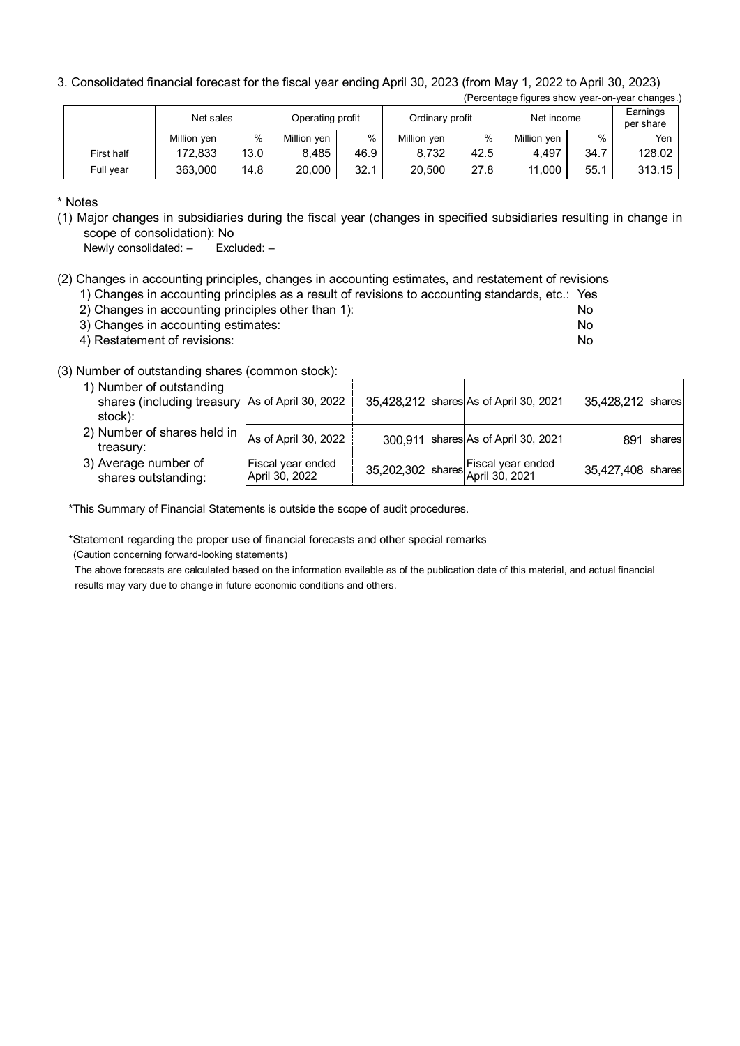3. Consolidated financial forecast for the fiscal year ending April 30, 2023 (from May 1, 2022 to April 30, 2023)

(Percentage figures show year-on-year changes.)

| | Net sales | | Operating profit | | Ordinary profit | | Net income | | Earnings per share |
|---|---|---|---|---|---|---|---|---|---|
| | Million yen | % | Million yen | % | Million yen | % | Million yen | % | Yen |
| First half | 172,833 | 13.0 | 8,485 | 46.9 | 8,732 | 42.5 | 4,497 | 34.7 | 128.02 |
| Full year | 363,000 | 14.8 | 20,000 | 32.1 | 20,500 | 27.8 | 11,000 | 55.1 | 313.15 |

\* Notes

(1) Major changes in subsidiaries during the fiscal year (changes in specified subsidiaries resulting in change in scope of consolidation): No

Newly consolidated: –　　Excluded: –

(2) Changes in accounting principles, changes in accounting estimates, and restatement of revisions

1) Changes in accounting principles as a result of revisions to accounting standards, etc.: Yes
2) Changes in accounting principles other than 1): No
3) Changes in accounting estimates: No
4) Restatement of revisions: No

(3) Number of outstanding shares (common stock):

| | | | | |
|---|---|---|---|---|
| 1) Number of outstanding shares (including treasury stock): | As of April 30, 2022 | 35,428,212 shares | As of April 30, 2021 | 35,428,212 shares |
| 2) Number of shares held in treasury: | As of April 30, 2022 | 300,911 shares | As of April 30, 2021 | 891 shares |
| 3) Average number of shares outstanding: | Fiscal year ended April 30, 2022 | 35,202,302 shares | Fiscal year ended April 30, 2021 | 35,427,408 shares |

\*This Summary of Financial Statements is outside the scope of audit procedures.

\*Statement regarding the proper use of financial forecasts and other special remarks

(Caution concerning forward-looking statements)

The above forecasts are calculated based on the information available as of the publication date of this material, and actual financial results may vary due to change in future economic conditions and others.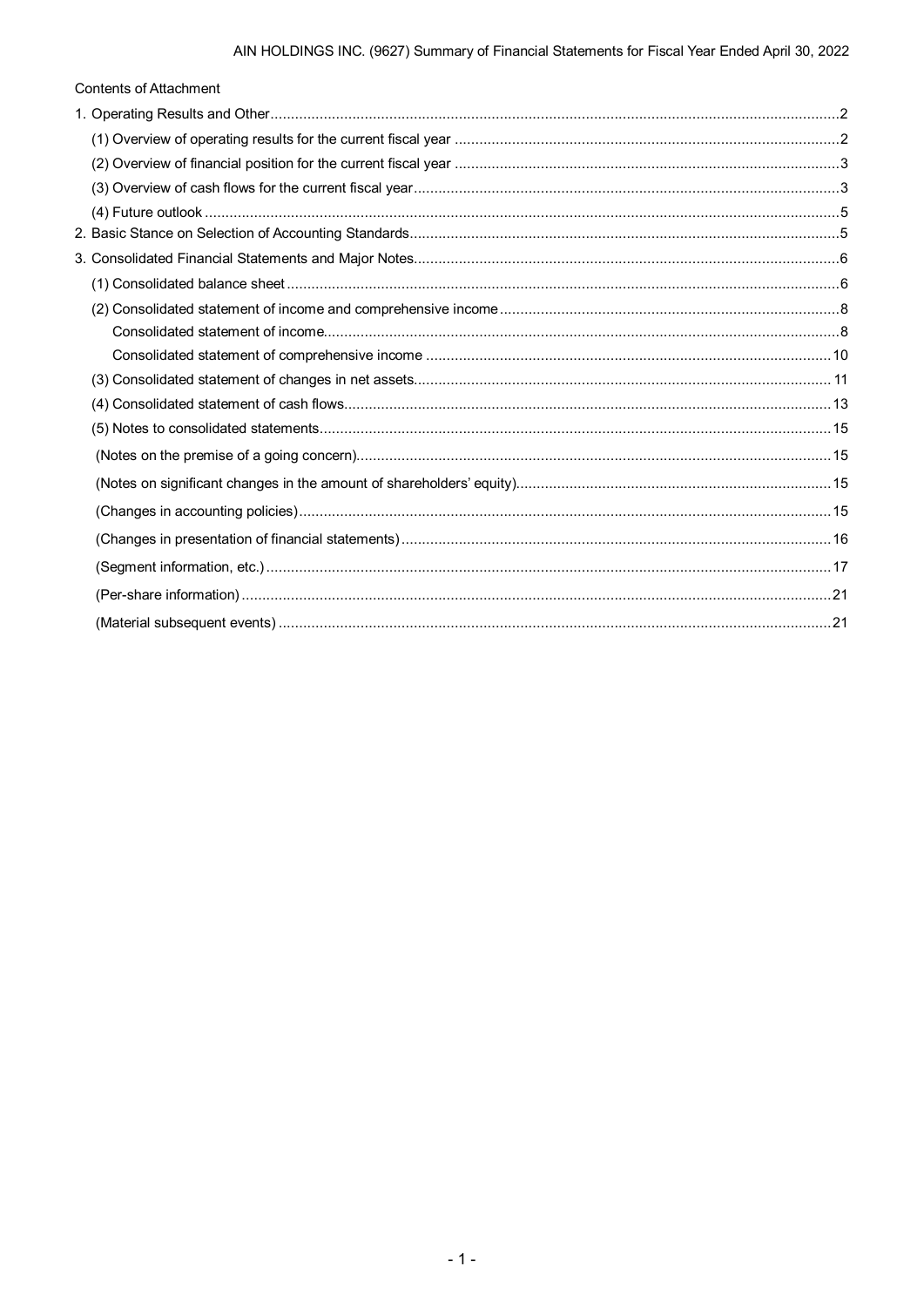Contents of Attachment

1. Operating Results and Other..........2
   - (1) Overview of operating results for the current fiscal year..........2
   - (2) Overview of financial position for the current fiscal year..........3
   - (3) Overview of cash flows for the current fiscal year..........3
   - (4) Future outlook..........5
2. Basic Stance on Selection of Accounting Standards..........5
3. Consolidated Financial Statements and Major Notes..........6
   - (1) Consolidated balance sheet..........6
   - (2) Consolidated statement of income and comprehensive income..........8
     - Consolidated statement of income..........8
     - Consolidated statement of comprehensive income..........10
   - (3) Consolidated statement of changes in net assets..........11
   - (4) Consolidated statement of cash flows..........13
   - (5) Notes to consolidated statements..........15
     - (Notes on the premise of a going concern)..........15
     - (Notes on significant changes in the amount of shareholders' equity)..........15
     - (Changes in accounting policies)..........15
     - (Changes in presentation of financial statements)..........16
     - (Segment information, etc.)..........17
     - (Per-share information)..........21
     - (Material subsequent events)..........21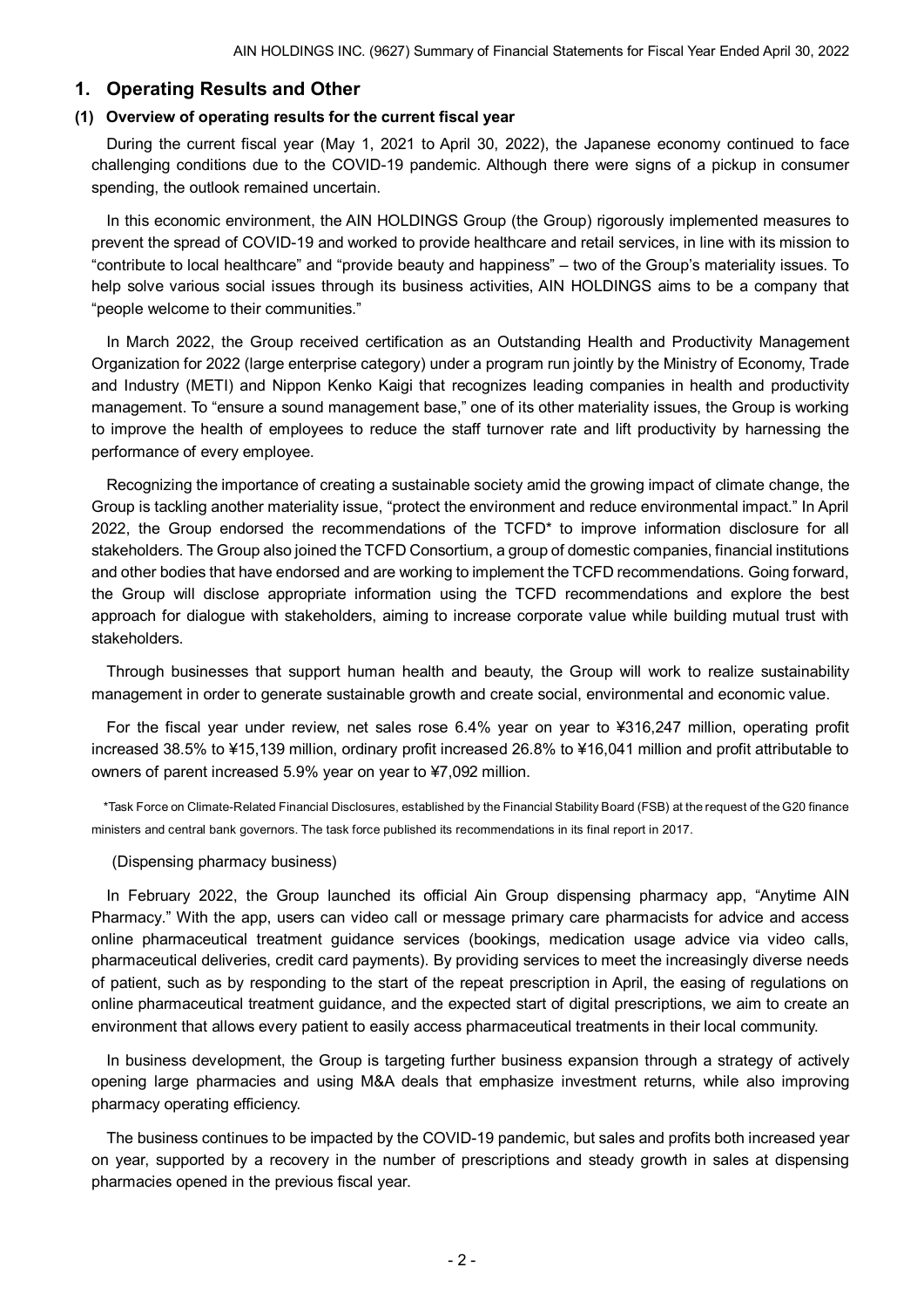## 1. Operating Results and Other

### (1) Overview of operating results for the current fiscal year

During the current fiscal year (May 1, 2021 to April 30, 2022), the Japanese economy continued to face challenging conditions due to the COVID-19 pandemic. Although there were signs of a pickup in consumer spending, the outlook remained uncertain.

In this economic environment, the AIN HOLDINGS Group (the Group) rigorously implemented measures to prevent the spread of COVID-19 and worked to provide healthcare and retail services, in line with its mission to "contribute to local healthcare" and "provide beauty and happiness" – two of the Group's materiality issues. To help solve various social issues through its business activities, AIN HOLDINGS aims to be a company that "people welcome to their communities."

In March 2022, the Group received certification as an Outstanding Health and Productivity Management Organization for 2022 (large enterprise category) under a program run jointly by the Ministry of Economy, Trade and Industry (METI) and Nippon Kenko Kaigi that recognizes leading companies in health and productivity management. To "ensure a sound management base," one of its other materiality issues, the Group is working to improve the health of employees to reduce the staff turnover rate and lift productivity by harnessing the performance of every employee.

Recognizing the importance of creating a sustainable society amid the growing impact of climate change, the Group is tackling another materiality issue, "protect the environment and reduce environmental impact." In April 2022, the Group endorsed the recommendations of the TCFD* to improve information disclosure for all stakeholders. The Group also joined the TCFD Consortium, a group of domestic companies, financial institutions and other bodies that have endorsed and are working to implement the TCFD recommendations. Going forward, the Group will disclose appropriate information using the TCFD recommendations and explore the best approach for dialogue with stakeholders, aiming to increase corporate value while building mutual trust with stakeholders.

Through businesses that support human health and beauty, the Group will work to realize sustainability management in order to generate sustainable growth and create social, environmental and economic value.

For the fiscal year under review, net sales rose 6.4% year on year to ¥316,247 million, operating profit increased 38.5% to ¥15,139 million, ordinary profit increased 26.8% to ¥16,041 million and profit attributable to owners of parent increased 5.9% year on year to ¥7,092 million.

*Task Force on Climate-Related Financial Disclosures, established by the Financial Stability Board (FSB) at the request of the G20 finance ministers and central bank governors. The task force published its recommendations in its final report in 2017.

(Dispensing pharmacy business)

In February 2022, the Group launched its official Ain Group dispensing pharmacy app, "Anytime AIN Pharmacy." With the app, users can video call or message primary care pharmacists for advice and access online pharmaceutical treatment guidance services (bookings, medication usage advice via video calls, pharmaceutical deliveries, credit card payments). By providing services to meet the increasingly diverse needs of patient, such as by responding to the start of the repeat prescription in April, the easing of regulations on online pharmaceutical treatment guidance, and the expected start of digital prescriptions, we aim to create an environment that allows every patient to easily access pharmaceutical treatments in their local community.

In business development, the Group is targeting further business expansion through a strategy of actively opening large pharmacies and using M&A deals that emphasize investment returns, while also improving pharmacy operating efficiency.

The business continues to be impacted by the COVID-19 pandemic, but sales and profits both increased year on year, supported by a recovery in the number of prescriptions and steady growth in sales at dispensing pharmacies opened in the previous fiscal year.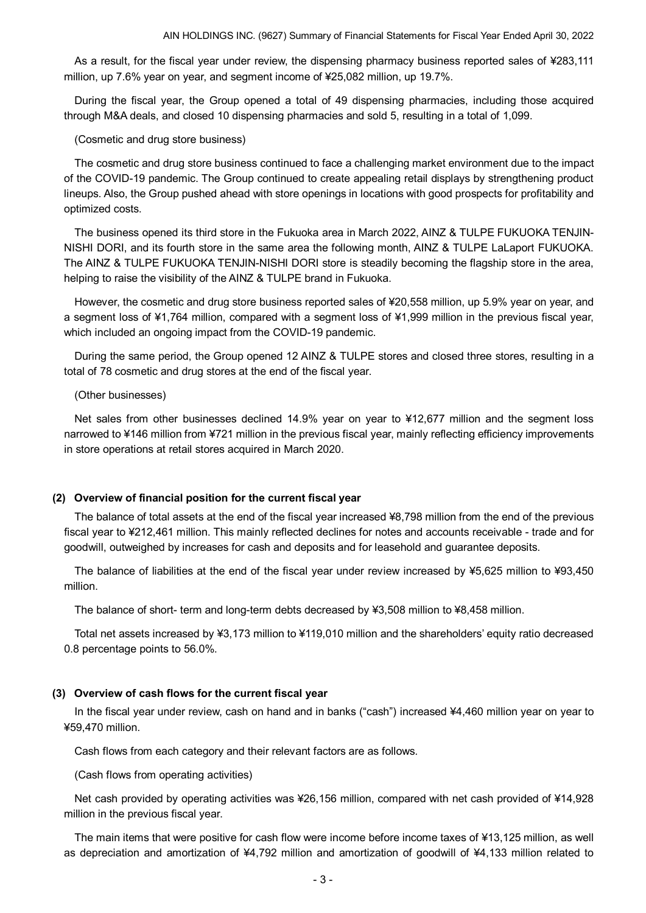As a result, for the fiscal year under review, the dispensing pharmacy business reported sales of ¥283,111 million, up 7.6% year on year, and segment income of ¥25,082 million, up 19.7%.

During the fiscal year, the Group opened a total of 49 dispensing pharmacies, including those acquired through M&A deals, and closed 10 dispensing pharmacies and sold 5, resulting in a total of 1,099.

(Cosmetic and drug store business)

The cosmetic and drug store business continued to face a challenging market environment due to the impact of the COVID-19 pandemic. The Group continued to create appealing retail displays by strengthening product lineups. Also, the Group pushed ahead with store openings in locations with good prospects for profitability and optimized costs.

The business opened its third store in the Fukuoka area in March 2022, AINZ & TULPE FUKUOKA TENJIN-NISHI DORI, and its fourth store in the same area the following month, AINZ & TULPE LaLaport FUKUOKA. The AINZ & TULPE FUKUOKA TENJIN-NISHI DORI store is steadily becoming the flagship store in the area, helping to raise the visibility of the AINZ & TULPE brand in Fukuoka.

However, the cosmetic and drug store business reported sales of ¥20,558 million, up 5.9% year on year, and a segment loss of ¥1,764 million, compared with a segment loss of ¥1,999 million in the previous fiscal year, which included an ongoing impact from the COVID-19 pandemic.

During the same period, the Group opened 12 AINZ & TULPE stores and closed three stores, resulting in a total of 78 cosmetic and drug stores at the end of the fiscal year.

(Other businesses)

Net sales from other businesses declined 14.9% year on year to ¥12,677 million and the segment loss narrowed to ¥146 million from ¥721 million in the previous fiscal year, mainly reflecting efficiency improvements in store operations at retail stores acquired in March 2020.

### (2) Overview of financial position for the current fiscal year

The balance of total assets at the end of the fiscal year increased ¥8,798 million from the end of the previous fiscal year to ¥212,461 million. This mainly reflected declines for notes and accounts receivable - trade and for goodwill, outweighed by increases for cash and deposits and for leasehold and guarantee deposits.

The balance of liabilities at the end of the fiscal year under review increased by ¥5,625 million to ¥93,450 million.

The balance of short- term and long-term debts decreased by ¥3,508 million to ¥8,458 million.

Total net assets increased by ¥3,173 million to ¥119,010 million and the shareholders' equity ratio decreased 0.8 percentage points to 56.0%.

### (3) Overview of cash flows for the current fiscal year

In the fiscal year under review, cash on hand and in banks ("cash") increased ¥4,460 million year on year to ¥59,470 million.

Cash flows from each category and their relevant factors are as follows.

(Cash flows from operating activities)

Net cash provided by operating activities was ¥26,156 million, compared with net cash provided of ¥14,928 million in the previous fiscal year.

The main items that were positive for cash flow were income before income taxes of ¥13,125 million, as well as depreciation and amortization of ¥4,792 million and amortization of goodwill of ¥4,133 million related to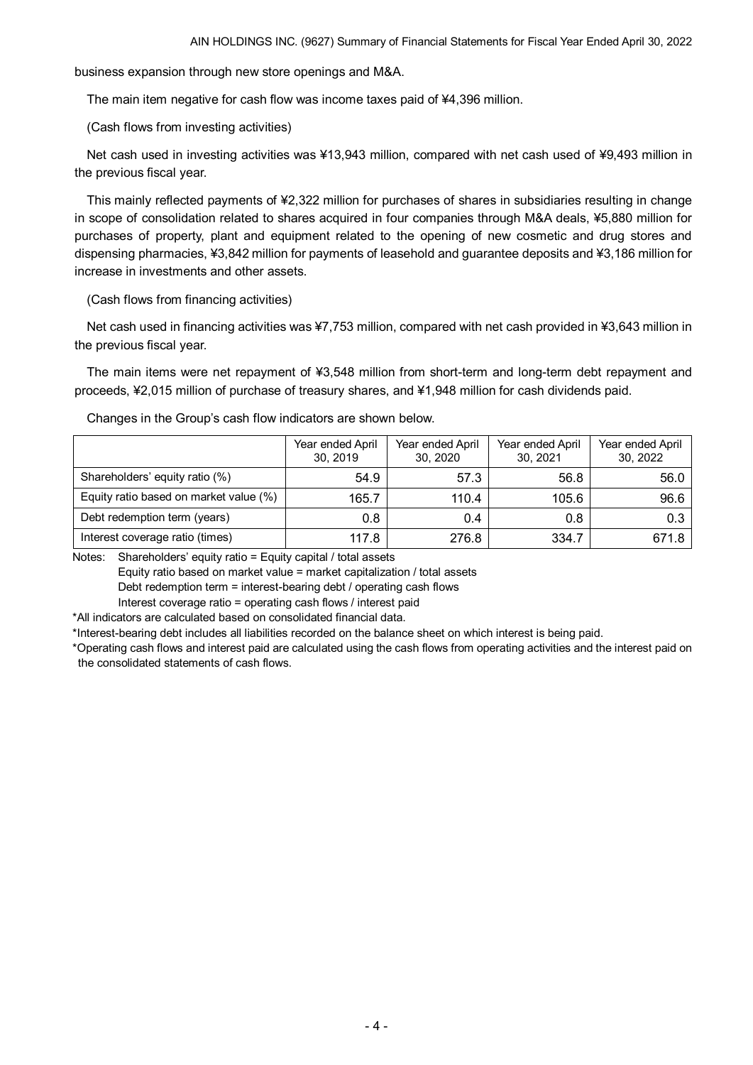business expansion through new store openings and M&A.

The main item negative for cash flow was income taxes paid of ¥4,396 million.

(Cash flows from investing activities)

Net cash used in investing activities was ¥13,943 million, compared with net cash used of ¥9,493 million in the previous fiscal year.

This mainly reflected payments of ¥2,322 million for purchases of shares in subsidiaries resulting in change in scope of consolidation related to shares acquired in four companies through M&A deals, ¥5,880 million for purchases of property, plant and equipment related to the opening of new cosmetic and drug stores and dispensing pharmacies, ¥3,842 million for payments of leasehold and guarantee deposits and ¥3,186 million for increase in investments and other assets.

(Cash flows from financing activities)

Net cash used in financing activities was ¥7,753 million, compared with net cash provided in ¥3,643 million in the previous fiscal year.

The main items were net repayment of ¥3,548 million from short-term and long-term debt repayment and proceeds, ¥2,015 million of purchase of treasury shares, and ¥1,948 million for cash dividends paid.

Changes in the Group's cash flow indicators are shown below.

| | Year ended April 30, 2019 | Year ended April 30, 2020 | Year ended April 30, 2021 | Year ended April 30, 2022 |
|---|---|---|---|---|
| Shareholders' equity ratio (%) | 54.9 | 57.3 | 56.8 | 56.0 |
| Equity ratio based on market value (%) | 165.7 | 110.4 | 105.6 | 96.6 |
| Debt redemption term (years) | 0.8 | 0.4 | 0.8 | 0.3 |
| Interest coverage ratio (times) | 117.8 | 276.8 | 334.7 | 671.8 |

Notes: Shareholders' equity ratio = Equity capital / total assets
Equity ratio based on market value = market capitalization / total assets
Debt redemption term = interest-bearing debt / operating cash flows
Interest coverage ratio = operating cash flows / interest paid

*All indicators are calculated based on consolidated financial data.

*Interest-bearing debt includes all liabilities recorded on the balance sheet on which interest is being paid.

*Operating cash flows and interest paid are calculated using the cash flows from operating activities and the interest paid on the consolidated statements of cash flows.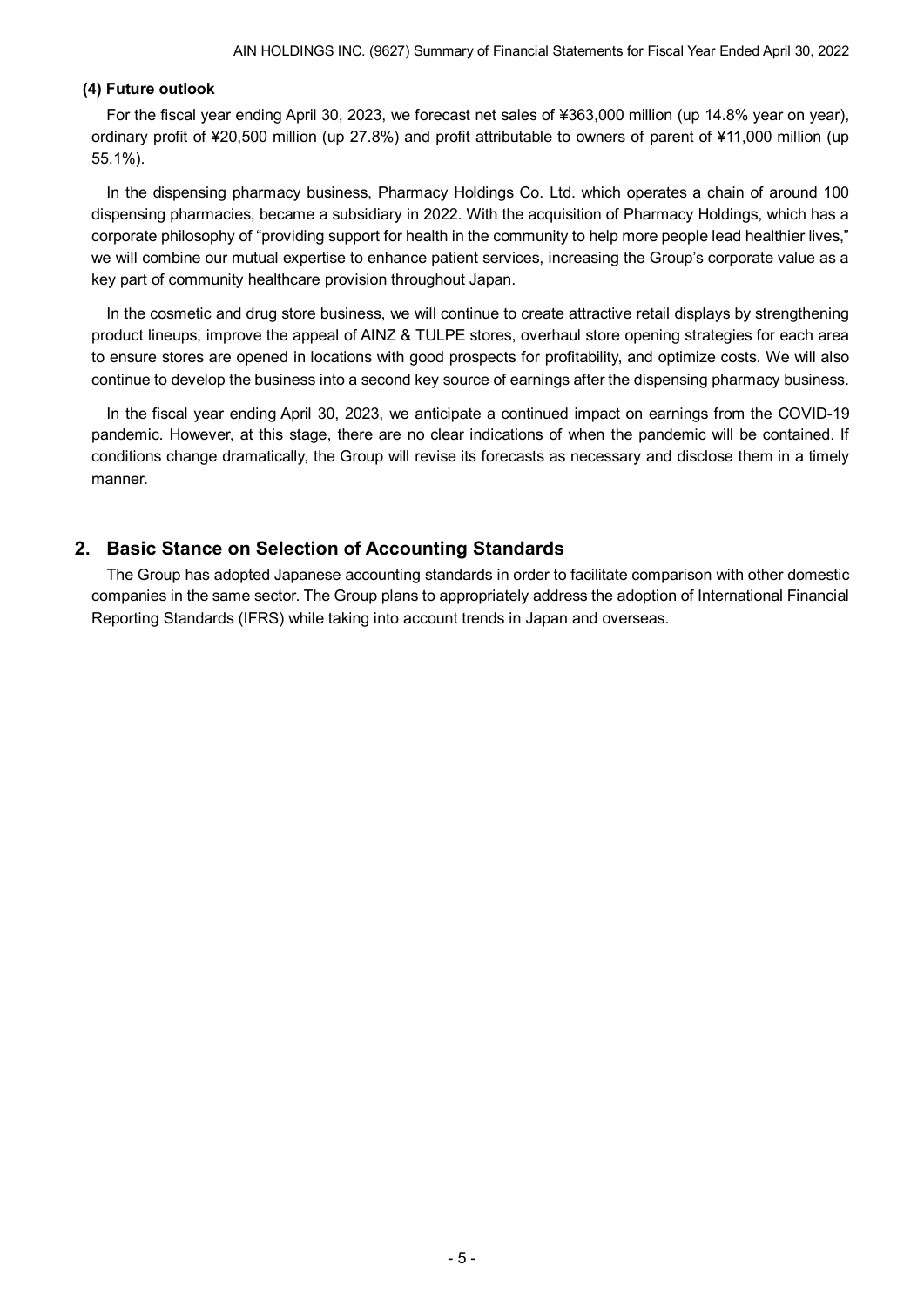### (4) Future outlook

For the fiscal year ending April 30, 2023, we forecast net sales of ¥363,000 million (up 14.8% year on year), ordinary profit of ¥20,500 million (up 27.8%) and profit attributable to owners of parent of ¥11,000 million (up 55.1%).

In the dispensing pharmacy business, Pharmacy Holdings Co. Ltd. which operates a chain of around 100 dispensing pharmacies, became a subsidiary in 2022. With the acquisition of Pharmacy Holdings, which has a corporate philosophy of "providing support for health in the community to help more people lead healthier lives," we will combine our mutual expertise to enhance patient services, increasing the Group's corporate value as a key part of community healthcare provision throughout Japan.

In the cosmetic and drug store business, we will continue to create attractive retail displays by strengthening product lineups, improve the appeal of AINZ & TULPE stores, overhaul store opening strategies for each area to ensure stores are opened in locations with good prospects for profitability, and optimize costs. We will also continue to develop the business into a second key source of earnings after the dispensing pharmacy business.

In the fiscal year ending April 30, 2023, we anticipate a continued impact on earnings from the COVID-19 pandemic. However, at this stage, there are no clear indications of when the pandemic will be contained. If conditions change dramatically, the Group will revise its forecasts as necessary and disclose them in a timely manner.

## 2. Basic Stance on Selection of Accounting Standards

The Group has adopted Japanese accounting standards in order to facilitate comparison with other domestic companies in the same sector. The Group plans to appropriately address the adoption of International Financial Reporting Standards (IFRS) while taking into account trends in Japan and overseas.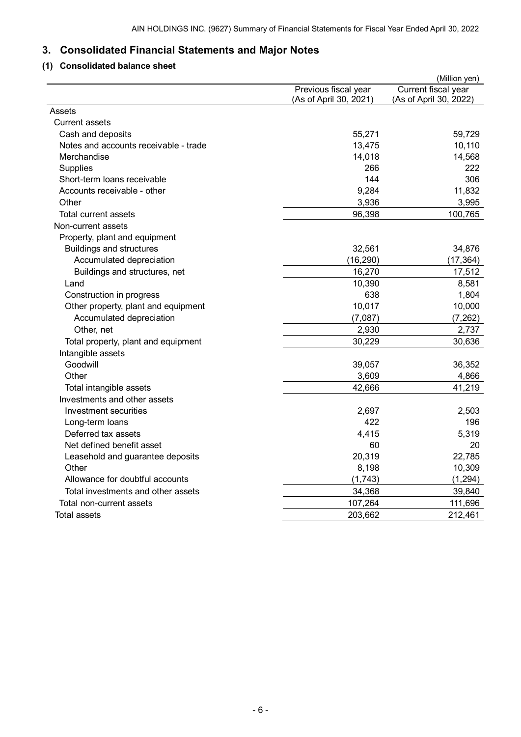## 3. Consolidated Financial Statements and Major Notes

### (1) Consolidated balance sheet

(Million yen)

| | Previous fiscal year (As of April 30, 2021) | Current fiscal year (As of April 30, 2022) |
|---|---|---|
| Assets | | |
| Current assets | | |
| Cash and deposits | 55,271 | 59,729 |
| Notes and accounts receivable - trade | 13,475 | 10,110 |
| Merchandise | 14,018 | 14,568 |
| Supplies | 266 | 222 |
| Short-term loans receivable | 144 | 306 |
| Accounts receivable - other | 9,284 | 11,832 |
| Other | 3,936 | 3,995 |
| Total current assets | 96,398 | 100,765 |
| Non-current assets | | |
| Property, plant and equipment | | |
| Buildings and structures | 32,561 | 34,876 |
| Accumulated depreciation | (16,290) | (17,364) |
| Buildings and structures, net | 16,270 | 17,512 |
| Land | 10,390 | 8,581 |
| Construction in progress | 638 | 1,804 |
| Other property, plant and equipment | 10,017 | 10,000 |
| Accumulated depreciation | (7,087) | (7,262) |
| Other, net | 2,930 | 2,737 |
| Total property, plant and equipment | 30,229 | 30,636 |
| Intangible assets | | |
| Goodwill | 39,057 | 36,352 |
| Other | 3,609 | 4,866 |
| Total intangible assets | 42,666 | 41,219 |
| Investments and other assets | | |
| Investment securities | 2,697 | 2,503 |
| Long-term loans | 422 | 196 |
| Deferred tax assets | 4,415 | 5,319 |
| Net defined benefit asset | 60 | 20 |
| Leasehold and guarantee deposits | 20,319 | 22,785 |
| Other | 8,198 | 10,309 |
| Allowance for doubtful accounts | (1,743) | (1,294) |
| Total investments and other assets | 34,368 | 39,840 |
| Total non-current assets | 107,264 | 111,696 |
| Total assets | 203,662 | 212,461 |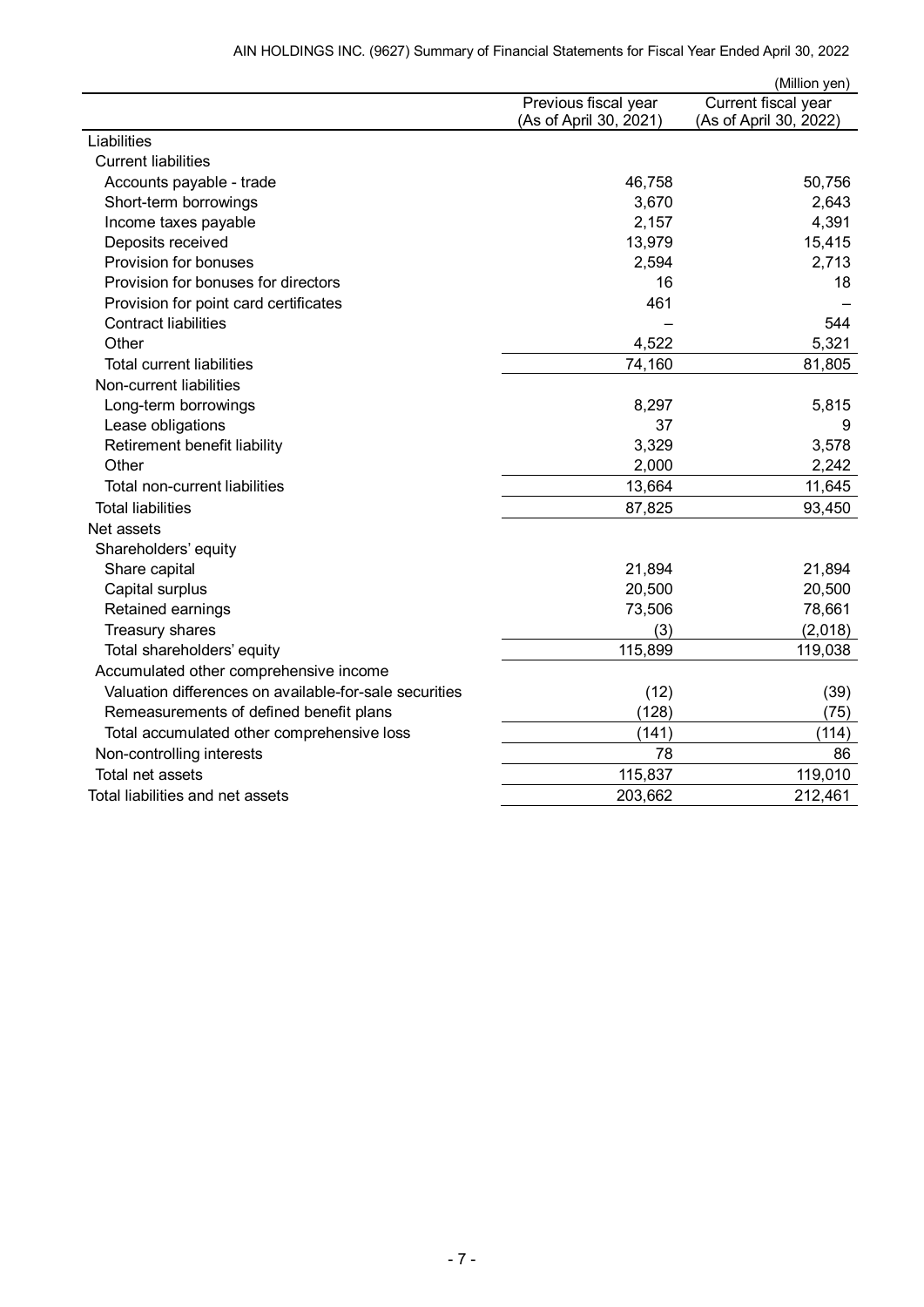(Million yen)

| | Previous fiscal year (As of April 30, 2021) | Current fiscal year (As of April 30, 2022) |
|---|---|---|
| Liabilities | | |
| Current liabilities | | |
| Accounts payable - trade | 46,758 | 50,756 |
| Short-term borrowings | 3,670 | 2,643 |
| Income taxes payable | 2,157 | 4,391 |
| Deposits received | 13,979 | 15,415 |
| Provision for bonuses | 2,594 | 2,713 |
| Provision for bonuses for directors | 16 | 18 |
| Provision for point card certificates | 461 | – |
| Contract liabilities | – | 544 |
| Other | 4,522 | 5,321 |
| Total current liabilities | 74,160 | 81,805 |
| Non-current liabilities | | |
| Long-term borrowings | 8,297 | 5,815 |
| Lease obligations | 37 | 9 |
| Retirement benefit liability | 3,329 | 3,578 |
| Other | 2,000 | 2,242 |
| Total non-current liabilities | 13,664 | 11,645 |
| Total liabilities | 87,825 | 93,450 |
| Net assets | | |
| Shareholders' equity | | |
| Share capital | 21,894 | 21,894 |
| Capital surplus | 20,500 | 20,500 |
| Retained earnings | 73,506 | 78,661 |
| Treasury shares | (3) | (2,018) |
| Total shareholders' equity | 115,899 | 119,038 |
| Accumulated other comprehensive income | | |
| Valuation differences on available-for-sale securities | (12) | (39) |
| Remeasurements of defined benefit plans | (128) | (75) |
| Total accumulated other comprehensive loss | (141) | (114) |
| Non-controlling interests | 78 | 86 |
| Total net assets | 115,837 | 119,010 |
| Total liabilities and net assets | 203,662 | 212,461 |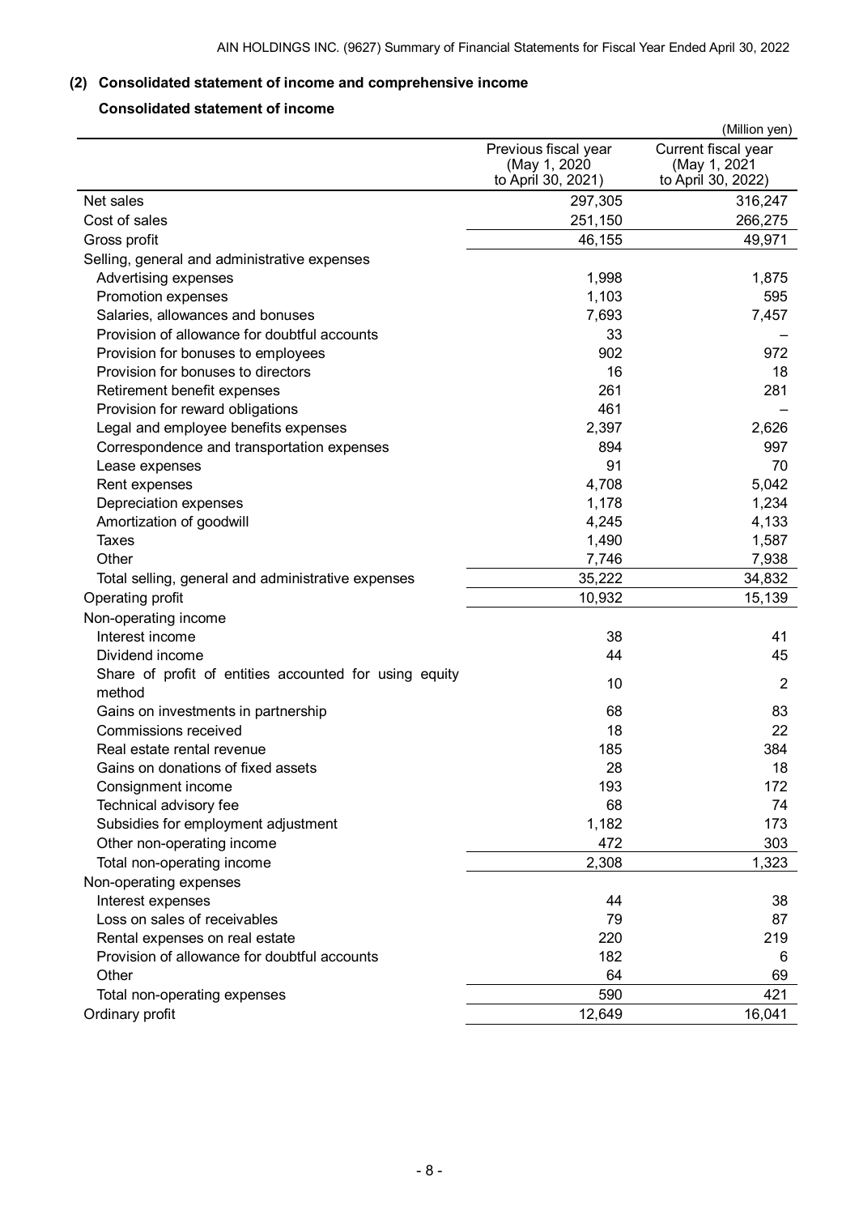## (2) Consolidated statement of income and comprehensive income

### Consolidated statement of income

(Million yen)

| | Previous fiscal year (May 1, 2020 to April 30, 2021) | Current fiscal year (May 1, 2021 to April 30, 2022) |
|---|---|---|
| Net sales | 297,305 | 316,247 |
| Cost of sales | 251,150 | 266,275 |
| Gross profit | 46,155 | 49,971 |
| Selling, general and administrative expenses | | |
| Advertising expenses | 1,998 | 1,875 |
| Promotion expenses | 1,103 | 595 |
| Salaries, allowances and bonuses | 7,693 | 7,457 |
| Provision of allowance for doubtful accounts | 33 | – |
| Provision for bonuses to employees | 902 | 972 |
| Provision for bonuses to directors | 16 | 18 |
| Retirement benefit expenses | 261 | 281 |
| Provision for reward obligations | 461 | – |
| Legal and employee benefits expenses | 2,397 | 2,626 |
| Correspondence and transportation expenses | 894 | 997 |
| Lease expenses | 91 | 70 |
| Rent expenses | 4,708 | 5,042 |
| Depreciation expenses | 1,178 | 1,234 |
| Amortization of goodwill | 4,245 | 4,133 |
| Taxes | 1,490 | 1,587 |
| Other | 7,746 | 7,938 |
| Total selling, general and administrative expenses | 35,222 | 34,832 |
| Operating profit | 10,932 | 15,139 |
| Non-operating income | | |
| Interest income | 38 | 41 |
| Dividend income | 44 | 45 |
| Share of profit of entities accounted for using equity method | 10 | 2 |
| Gains on investments in partnership | 68 | 83 |
| Commissions received | 18 | 22 |
| Real estate rental revenue | 185 | 384 |
| Gains on donations of fixed assets | 28 | 18 |
| Consignment income | 193 | 172 |
| Technical advisory fee | 68 | 74 |
| Subsidies for employment adjustment | 1,182 | 173 |
| Other non-operating income | 472 | 303 |
| Total non-operating income | 2,308 | 1,323 |
| Non-operating expenses | | |
| Interest expenses | 44 | 38 |
| Loss on sales of receivables | 79 | 87 |
| Rental expenses on real estate | 220 | 219 |
| Provision of allowance for doubtful accounts | 182 | 6 |
| Other | 64 | 69 |
| Total non-operating expenses | 590 | 421 |
| Ordinary profit | 12,649 | 16,041 |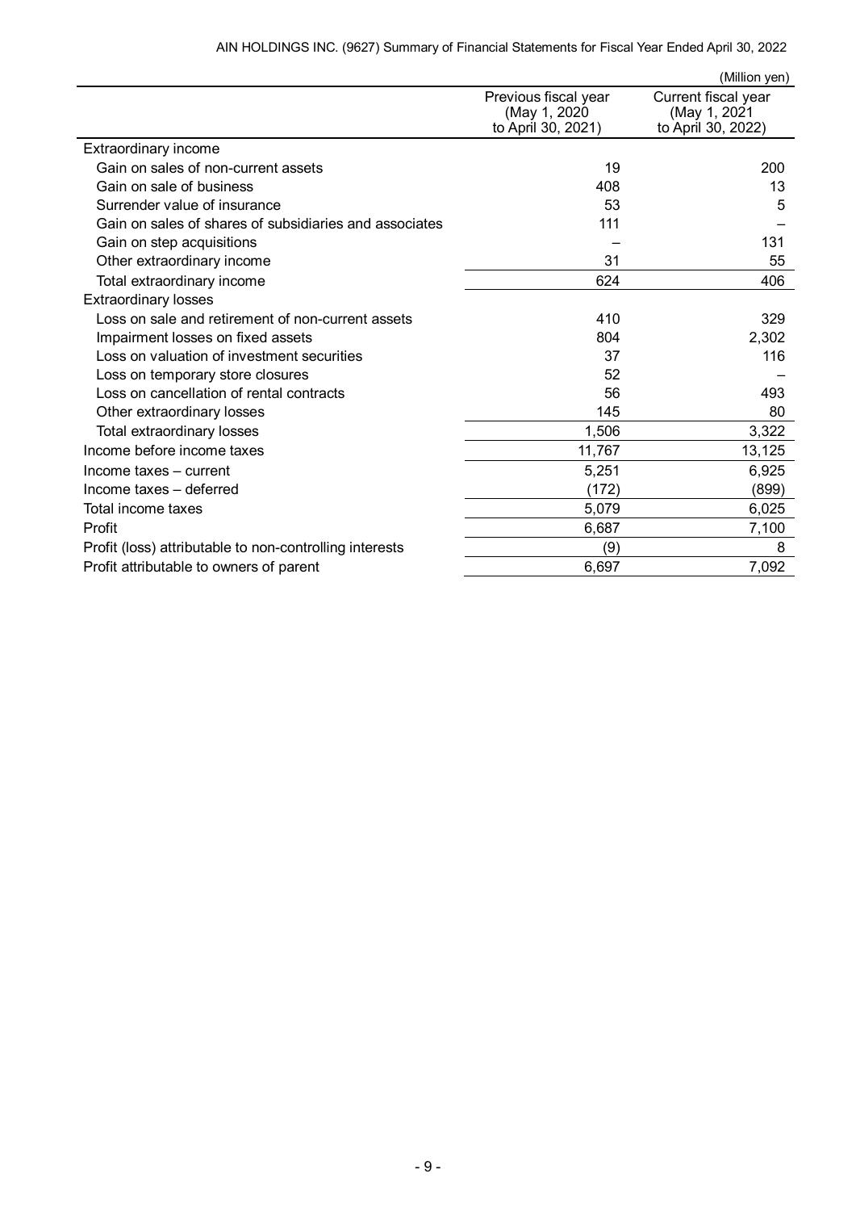(Million yen)

| | Previous fiscal year (May 1, 2020 to April 30, 2021) | Current fiscal year (May 1, 2021 to April 30, 2022) |
|---|---|---|
| Extraordinary income | | |
| Gain on sales of non-current assets | 19 | 200 |
| Gain on sale of business | 408 | 13 |
| Surrender value of insurance | 53 | 5 |
| Gain on sales of shares of subsidiaries and associates | 111 | – |
| Gain on step acquisitions | – | 131 |
| Other extraordinary income | 31 | 55 |
| Total extraordinary income | 624 | 406 |
| Extraordinary losses | | |
| Loss on sale and retirement of non-current assets | 410 | 329 |
| Impairment losses on fixed assets | 804 | 2,302 |
| Loss on valuation of investment securities | 37 | 116 |
| Loss on temporary store closures | 52 | – |
| Loss on cancellation of rental contracts | 56 | 493 |
| Other extraordinary losses | 145 | 80 |
| Total extraordinary losses | 1,506 | 3,322 |
| Income before income taxes | 11,767 | 13,125 |
| Income taxes – current | 5,251 | 6,925 |
| Income taxes – deferred | (172) | (899) |
| Total income taxes | 5,079 | 6,025 |
| Profit | 6,687 | 7,100 |
| Profit (loss) attributable to non-controlling interests | (9) | 8 |
| Profit attributable to owners of parent | 6,697 | 7,092 |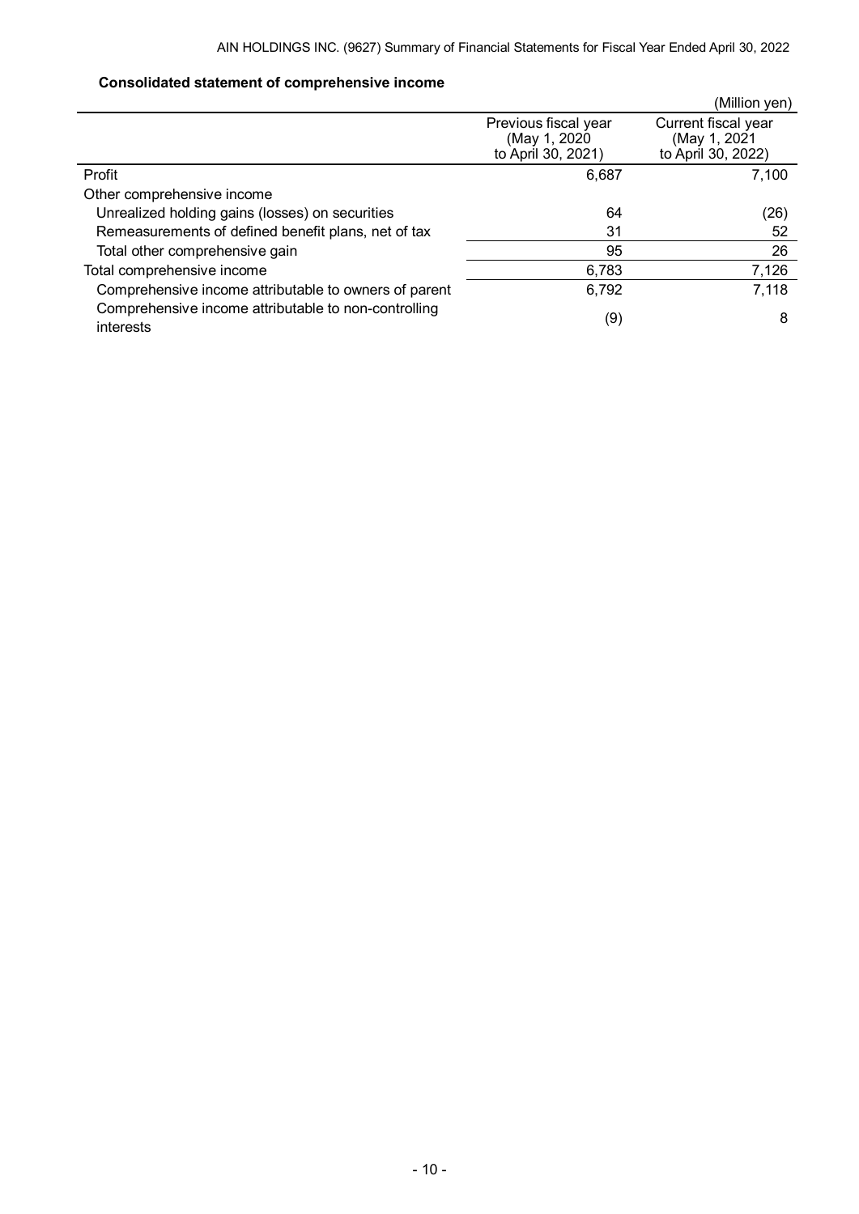### Consolidated statement of comprehensive income

(Million yen)

| | Previous fiscal year (May 1, 2020 to April 30, 2021) | Current fiscal year (May 1, 2021 to April 30, 2022) |
|---|---|---|
| Profit | 6,687 | 7,100 |
| Other comprehensive income | | |
| Unrealized holding gains (losses) on securities | 64 | (26) |
| Remeasurements of defined benefit plans, net of tax | 31 | 52 |
| Total other comprehensive gain | 95 | 26 |
| Total comprehensive income | 6,783 | 7,126 |
| Comprehensive income attributable to owners of parent | 6,792 | 7,118 |
| Comprehensive income attributable to non-controlling interests | (9) | 8 |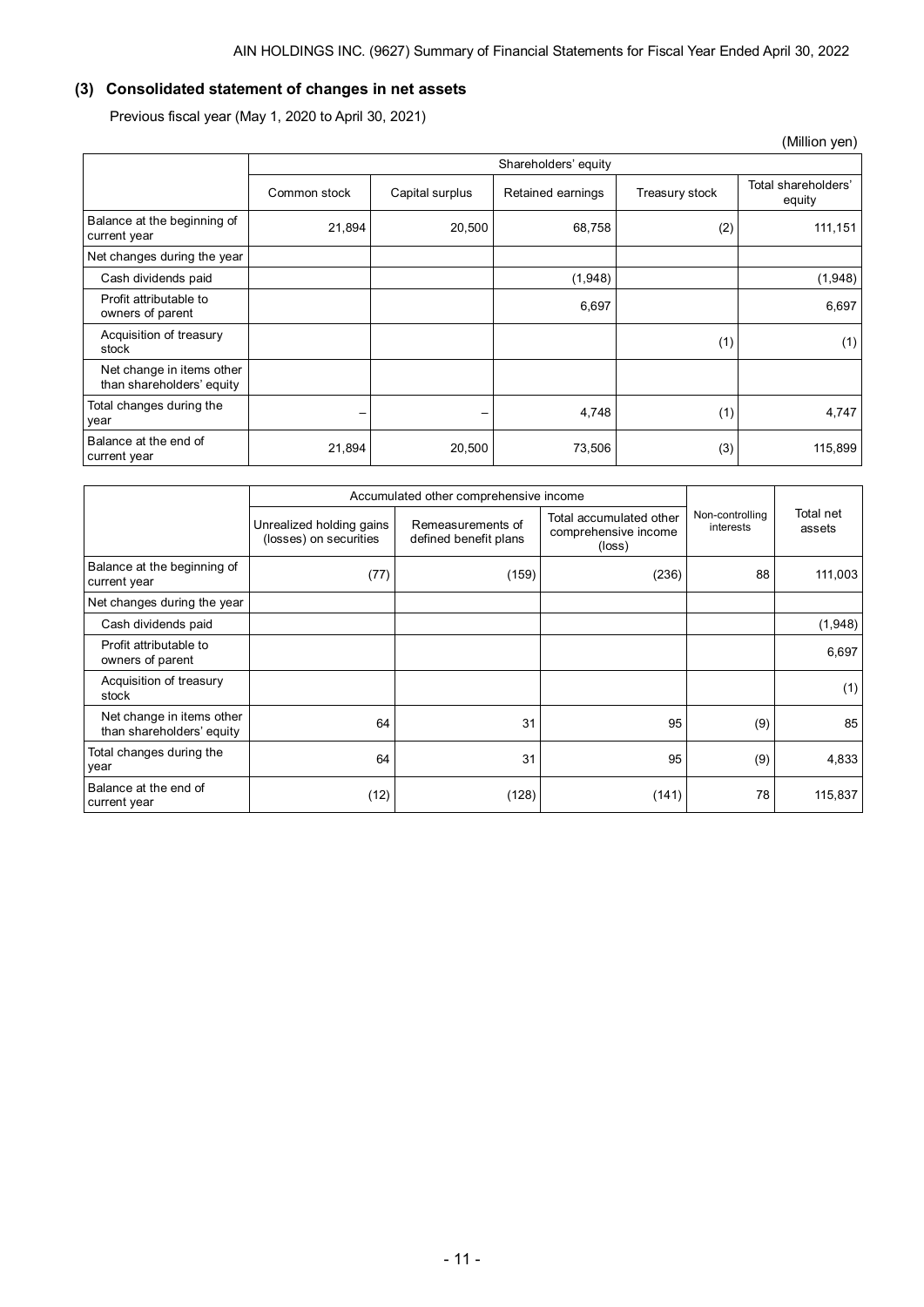### (3) Consolidated statement of changes in net assets

Previous fiscal year (May 1, 2020 to April 30, 2021)

(Million yen)

| | Shareholders' equity | | | | |
|---|---|---|---|---|---|
| | Common stock | Capital surplus | Retained earnings | Treasury stock | Total shareholders' equity |
| Balance at the beginning of current year | 21,894 | 20,500 | 68,758 | (2) | 111,151 |
| Net changes during the year | | | | | |
| Cash dividends paid | | | (1,948) | | (1,948) |
| Profit attributable to owners of parent | | | 6,697 | | 6,697 |
| Acquisition of treasury stock | | | | (1) | (1) |
| Net change in items other than shareholders' equity | | | | | |
| Total changes during the year | – | – | 4,748 | (1) | 4,747 |
| Balance at the end of current year | 21,894 | 20,500 | 73,506 | (3) | 115,899 |

| | Accumulated other comprehensive income | | | Non-controlling interests | Total net assets |
|---|---|---|---|---|---|
| | Unrealized holding gains (losses) on securities | Remeasurements of defined benefit plans | Total accumulated other comprehensive income (loss) | | |
| Balance at the beginning of current year | (77) | (159) | (236) | 88 | 111,003 |
| Net changes during the year | | | | | |
| Cash dividends paid | | | | | (1,948) |
| Profit attributable to owners of parent | | | | | 6,697 |
| Acquisition of treasury stock | | | | | (1) |
| Net change in items other than shareholders' equity | 64 | 31 | 95 | (9) | 85 |
| Total changes during the year | 64 | 31 | 95 | (9) | 4,833 |
| Balance at the end of current year | (12) | (128) | (141) | 78 | 115,837 |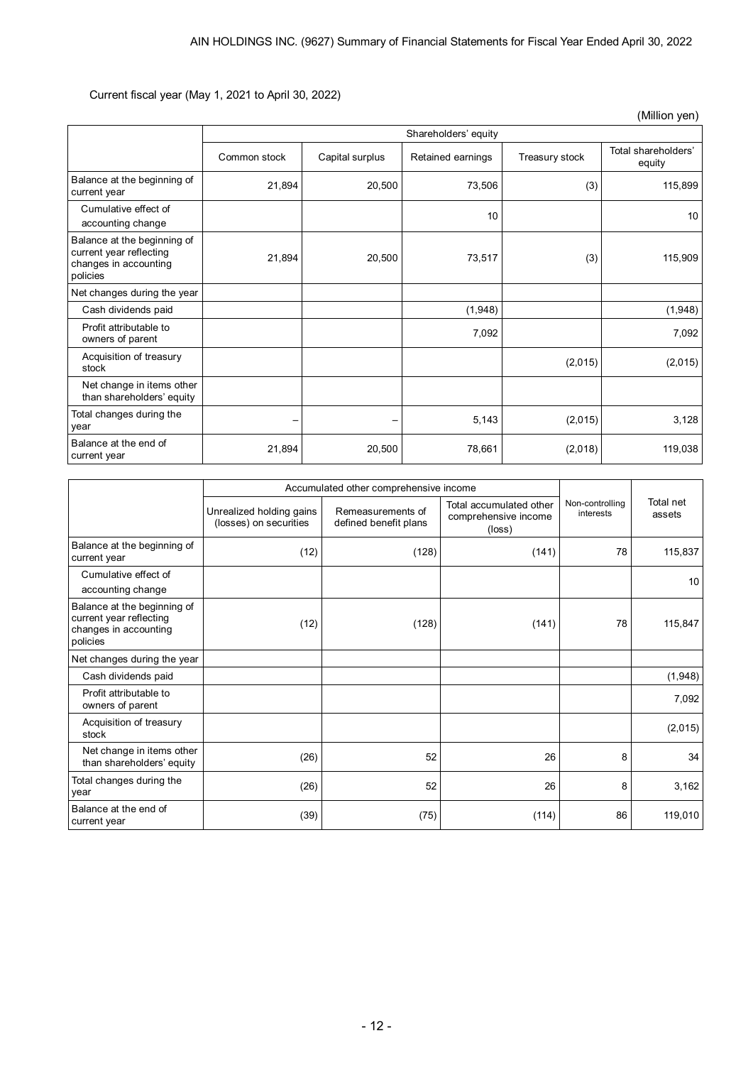Current fiscal year (May 1, 2021 to April 30, 2022)

(Million yen)

| | Shareholders' equity | | | | |
|---|---|---|---|---|---|
| | Common stock | Capital surplus | Retained earnings | Treasury stock | Total shareholders' equity |
| Balance at the beginning of current year | 21,894 | 20,500 | 73,506 | (3) | 115,899 |
| Cumulative effect of accounting change | | | 10 | | 10 |
| Balance at the beginning of current year reflecting changes in accounting policies | 21,894 | 20,500 | 73,517 | (3) | 115,909 |
| Net changes during the year | | | | | |
| Cash dividends paid | | | (1,948) | | (1,948) |
| Profit attributable to owners of parent | | | 7,092 | | 7,092 |
| Acquisition of treasury stock | | | | (2,015) | (2,015) |
| Net change in items other than shareholders' equity | | | | | |
| Total changes during the year | – | – | 5,143 | (2,015) | 3,128 |
| Balance at the end of current year | 21,894 | 20,500 | 78,661 | (2,018) | 119,038 |

| | Accumulated other comprehensive income | | | Non-controlling interests | Total net assets |
|---|---|---|---|---|---|
| | Unrealized holding gains (losses) on securities | Remeasurements of defined benefit plans | Total accumulated other comprehensive income (loss) | | |
| Balance at the beginning of current year | (12) | (128) | (141) | 78 | 115,837 |
| Cumulative effect of accounting change | | | | | 10 |
| Balance at the beginning of current year reflecting changes in accounting policies | (12) | (128) | (141) | 78 | 115,847 |
| Net changes during the year | | | | | |
| Cash dividends paid | | | | | (1,948) |
| Profit attributable to owners of parent | | | | | 7,092 |
| Acquisition of treasury stock | | | | | (2,015) |
| Net change in items other than shareholders' equity | (26) | 52 | 26 | 8 | 34 |
| Total changes during the year | (26) | 52 | 26 | 8 | 3,162 |
| Balance at the end of current year | (39) | (75) | (114) | 86 | 119,010 |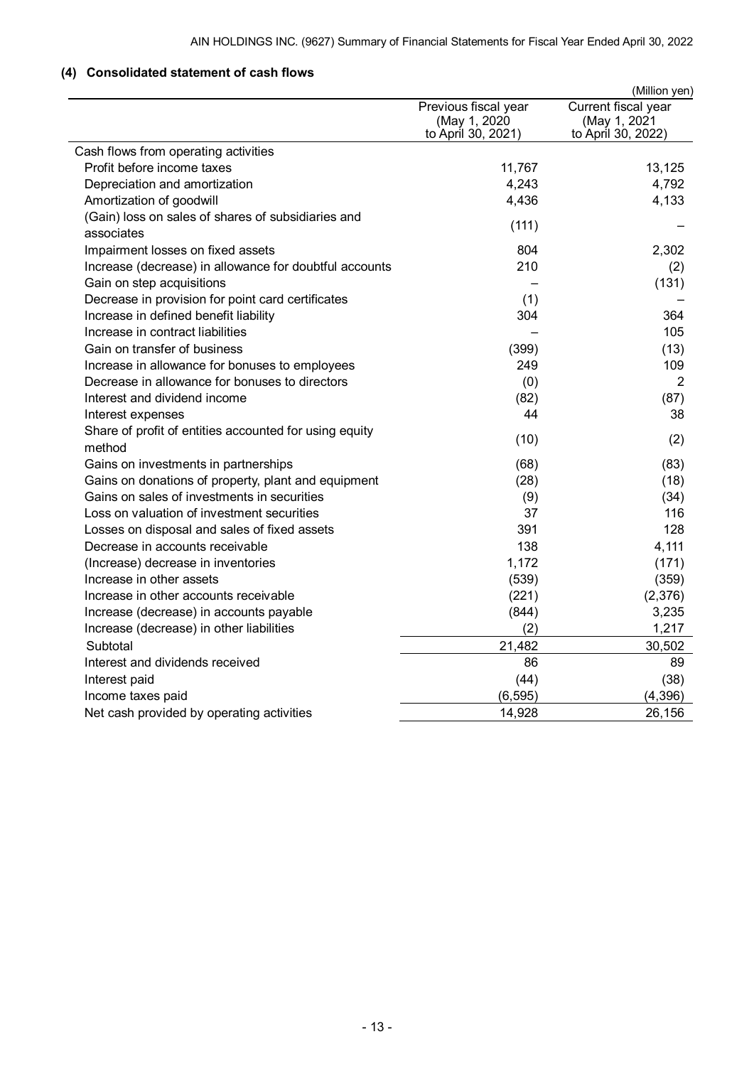### (4) Consolidated statement of cash flows

(Million yen)

| | Previous fiscal year (May 1, 2020 to April 30, 2021) | Current fiscal year (May 1, 2021 to April 30, 2022) |
|---|---|---|
| Cash flows from operating activities | | |
| Profit before income taxes | 11,767 | 13,125 |
| Depreciation and amortization | 4,243 | 4,792 |
| Amortization of goodwill | 4,436 | 4,133 |
| (Gain) loss on sales of shares of subsidiaries and associates | (111) | – |
| Impairment losses on fixed assets | 804 | 2,302 |
| Increase (decrease) in allowance for doubtful accounts | 210 | (2) |
| Gain on step acquisitions | – | (131) |
| Decrease in provision for point card certificates | (1) | – |
| Increase in defined benefit liability | 304 | 364 |
| Increase in contract liabilities | – | 105 |
| Gain on transfer of business | (399) | (13) |
| Increase in allowance for bonuses to employees | 249 | 109 |
| Decrease in allowance for bonuses to directors | (0) | 2 |
| Interest and dividend income | (82) | (87) |
| Interest expenses | 44 | 38 |
| Share of profit of entities accounted for using equity method | (10) | (2) |
| Gains on investments in partnerships | (68) | (83) |
| Gains on donations of property, plant and equipment | (28) | (18) |
| Gains on sales of investments in securities | (9) | (34) |
| Loss on valuation of investment securities | 37 | 116 |
| Losses on disposal and sales of fixed assets | 391 | 128 |
| Decrease in accounts receivable | 138 | 4,111 |
| (Increase) decrease in inventories | 1,172 | (171) |
| Increase in other assets | (539) | (359) |
| Increase in other accounts receivable | (221) | (2,376) |
| Increase (decrease) in accounts payable | (844) | 3,235 |
| Increase (decrease) in other liabilities | (2) | 1,217 |
| Subtotal | 21,482 | 30,502 |
| Interest and dividends received | 86 | 89 |
| Interest paid | (44) | (38) |
| Income taxes paid | (6,595) | (4,396) |
| Net cash provided by operating activities | 14,928 | 26,156 |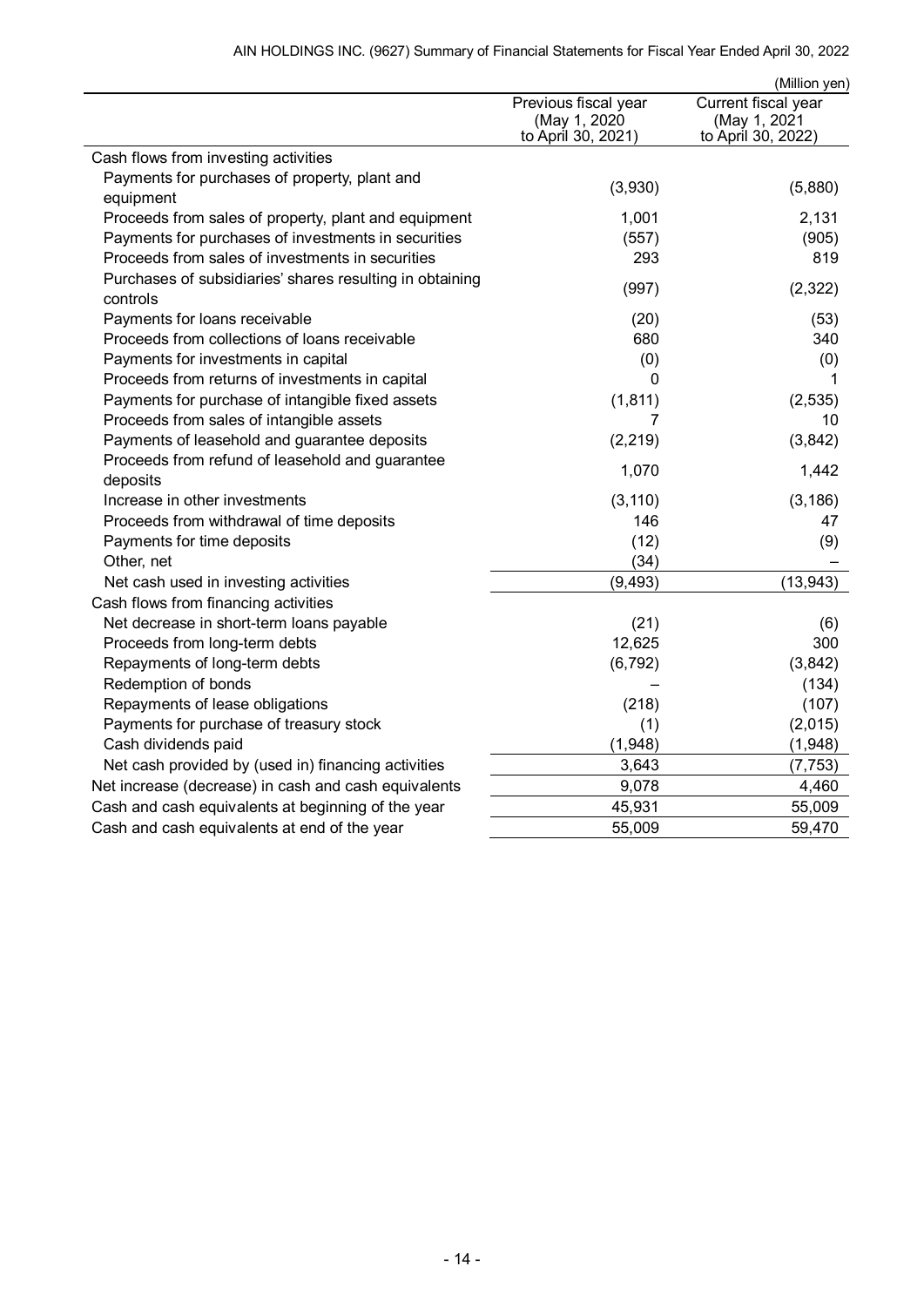(Million yen)

| | Previous fiscal year (May 1, 2020 to April 30, 2021) | Current fiscal year (May 1, 2021 to April 30, 2022) |
|---|---|---|
| Cash flows from investing activities | | |
| Payments for purchases of property, plant and equipment | (3,930) | (5,880) |
| Proceeds from sales of property, plant and equipment | 1,001 | 2,131 |
| Payments for purchases of investments in securities | (557) | (905) |
| Proceeds from sales of investments in securities | 293 | 819 |
| Purchases of subsidiaries' shares resulting in obtaining controls | (997) | (2,322) |
| Payments for loans receivable | (20) | (53) |
| Proceeds from collections of loans receivable | 680 | 340 |
| Payments for investments in capital | (0) | (0) |
| Proceeds from returns of investments in capital | 0 | 1 |
| Payments for purchase of intangible fixed assets | (1,811) | (2,535) |
| Proceeds from sales of intangible assets | 7 | 10 |
| Payments of leasehold and guarantee deposits | (2,219) | (3,842) |
| Proceeds from refund of leasehold and guarantee deposits | 1,070 | 1,442 |
| Increase in other investments | (3,110) | (3,186) |
| Proceeds from withdrawal of time deposits | 146 | 47 |
| Payments for time deposits | (12) | (9) |
| Other, net | (34) | – |
| Net cash used in investing activities | (9,493) | (13,943) |
| Cash flows from financing activities | | |
| Net decrease in short-term loans payable | (21) | (6) |
| Proceeds from long-term debts | 12,625 | 300 |
| Repayments of long-term debts | (6,792) | (3,842) |
| Redemption of bonds | – | (134) |
| Repayments of lease obligations | (218) | (107) |
| Payments for purchase of treasury stock | (1) | (2,015) |
| Cash dividends paid | (1,948) | (1,948) |
| Net cash provided by (used in) financing activities | 3,643 | (7,753) |
| Net increase (decrease) in cash and cash equivalents | 9,078 | 4,460 |
| Cash and cash equivalents at beginning of the year | 45,931 | 55,009 |
| Cash and cash equivalents at end of the year | 55,009 | 59,470 |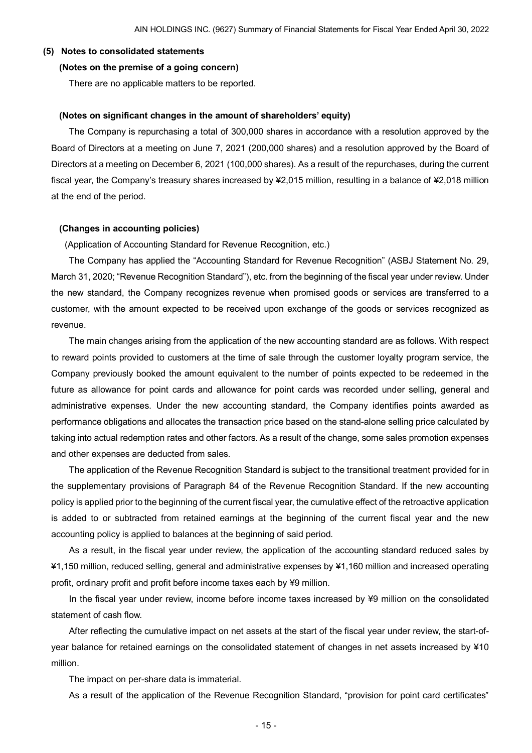### (5) Notes to consolidated statements

#### (Notes on the premise of a going concern)

There are no applicable matters to be reported.

#### (Notes on significant changes in the amount of shareholders' equity)

The Company is repurchasing a total of 300,000 shares in accordance with a resolution approved by the Board of Directors at a meeting on June 7, 2021 (200,000 shares) and a resolution approved by the Board of Directors at a meeting on December 6, 2021 (100,000 shares). As a result of the repurchases, during the current fiscal year, the Company's treasury shares increased by ¥2,015 million, resulting in a balance of ¥2,018 million at the end of the period.

#### (Changes in accounting policies)

(Application of Accounting Standard for Revenue Recognition, etc.)

The Company has applied the "Accounting Standard for Revenue Recognition" (ASBJ Statement No. 29, March 31, 2020; "Revenue Recognition Standard"), etc. from the beginning of the fiscal year under review. Under the new standard, the Company recognizes revenue when promised goods or services are transferred to a customer, with the amount expected to be received upon exchange of the goods or services recognized as revenue.

The main changes arising from the application of the new accounting standard are as follows. With respect to reward points provided to customers at the time of sale through the customer loyalty program service, the Company previously booked the amount equivalent to the number of points expected to be redeemed in the future as allowance for point cards and allowance for point cards was recorded under selling, general and administrative expenses. Under the new accounting standard, the Company identifies points awarded as performance obligations and allocates the transaction price based on the stand-alone selling price calculated by taking into actual redemption rates and other factors. As a result of the change, some sales promotion expenses and other expenses are deducted from sales.

The application of the Revenue Recognition Standard is subject to the transitional treatment provided for in the supplementary provisions of Paragraph 84 of the Revenue Recognition Standard. If the new accounting policy is applied prior to the beginning of the current fiscal year, the cumulative effect of the retroactive application is added to or subtracted from retained earnings at the beginning of the current fiscal year and the new accounting policy is applied to balances at the beginning of said period.

As a result, in the fiscal year under review, the application of the accounting standard reduced sales by ¥1,150 million, reduced selling, general and administrative expenses by ¥1,160 million and increased operating profit, ordinary profit and profit before income taxes each by ¥9 million.

In the fiscal year under review, income before income taxes increased by ¥9 million on the consolidated statement of cash flow.

After reflecting the cumulative impact on net assets at the start of the fiscal year under review, the start-of-year balance for retained earnings on the consolidated statement of changes in net assets increased by ¥10 million.

The impact on per-share data is immaterial.

As a result of the application of the Revenue Recognition Standard, "provision for point card certificates"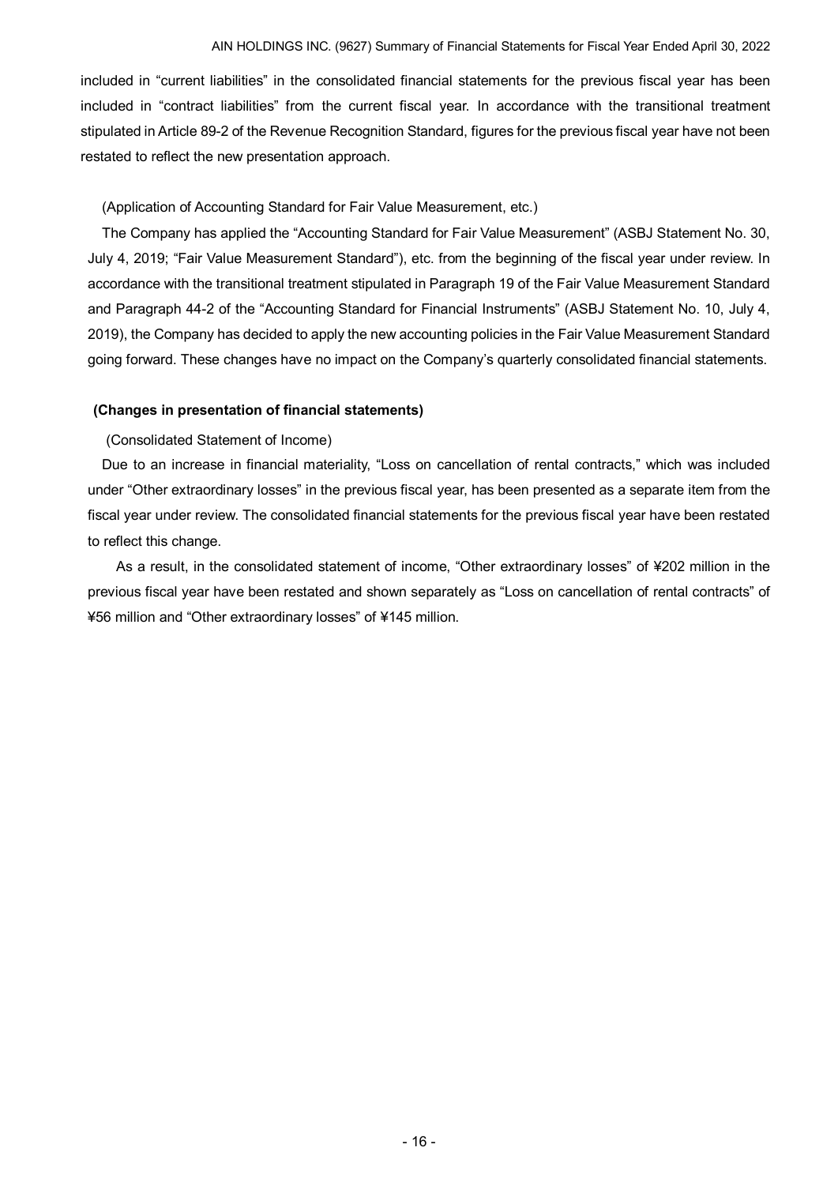included in "current liabilities" in the consolidated financial statements for the previous fiscal year has been included in "contract liabilities" from the current fiscal year. In accordance with the transitional treatment stipulated in Article 89-2 of the Revenue Recognition Standard, figures for the previous fiscal year have not been restated to reflect the new presentation approach.

(Application of Accounting Standard for Fair Value Measurement, etc.)

The Company has applied the "Accounting Standard for Fair Value Measurement" (ASBJ Statement No. 30, July 4, 2019; "Fair Value Measurement Standard"), etc. from the beginning of the fiscal year under review. In accordance with the transitional treatment stipulated in Paragraph 19 of the Fair Value Measurement Standard and Paragraph 44-2 of the "Accounting Standard for Financial Instruments" (ASBJ Statement No. 10, July 4, 2019), the Company has decided to apply the new accounting policies in the Fair Value Measurement Standard going forward. These changes have no impact on the Company's quarterly consolidated financial statements.

**(Changes in presentation of financial statements)**

(Consolidated Statement of Income)

Due to an increase in financial materiality, "Loss on cancellation of rental contracts," which was included under "Other extraordinary losses" in the previous fiscal year, has been presented as a separate item from the fiscal year under review. The consolidated financial statements for the previous fiscal year have been restated to reflect this change.

As a result, in the consolidated statement of income, "Other extraordinary losses" of ¥202 million in the previous fiscal year have been restated and shown separately as "Loss on cancellation of rental contracts" of ¥56 million and "Other extraordinary losses" of ¥145 million.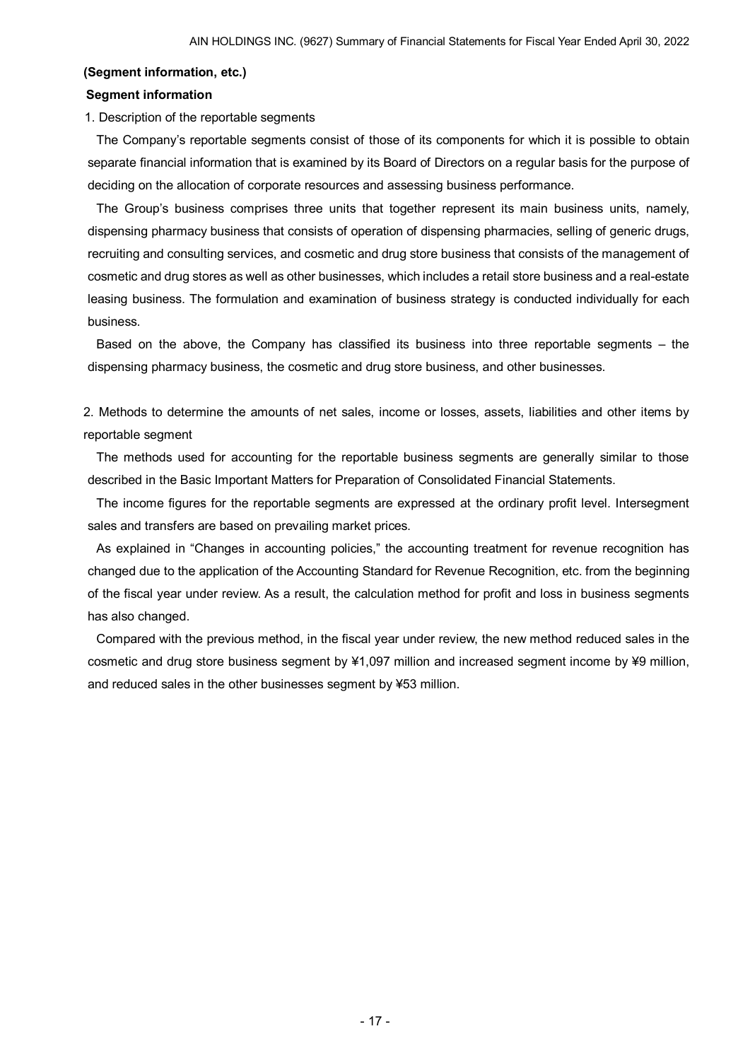**(Segment information, etc.)**

**Segment information**

1. Description of the reportable segments

The Company's reportable segments consist of those of its components for which it is possible to obtain separate financial information that is examined by its Board of Directors on a regular basis for the purpose of deciding on the allocation of corporate resources and assessing business performance.

The Group's business comprises three units that together represent its main business units, namely, dispensing pharmacy business that consists of operation of dispensing pharmacies, selling of generic drugs, recruiting and consulting services, and cosmetic and drug store business that consists of the management of cosmetic and drug stores as well as other businesses, which includes a retail store business and a real-estate leasing business. The formulation and examination of business strategy is conducted individually for each business.

Based on the above, the Company has classified its business into three reportable segments – the dispensing pharmacy business, the cosmetic and drug store business, and other businesses.

2. Methods to determine the amounts of net sales, income or losses, assets, liabilities and other items by reportable segment

The methods used for accounting for the reportable business segments are generally similar to those described in the Basic Important Matters for Preparation of Consolidated Financial Statements.

The income figures for the reportable segments are expressed at the ordinary profit level. Intersegment sales and transfers are based on prevailing market prices.

As explained in "Changes in accounting policies," the accounting treatment for revenue recognition has changed due to the application of the Accounting Standard for Revenue Recognition, etc. from the beginning of the fiscal year under review. As a result, the calculation method for profit and loss in business segments has also changed.

Compared with the previous method, in the fiscal year under review, the new method reduced sales in the cosmetic and drug store business segment by ¥1,097 million and increased segment income by ¥9 million, and reduced sales in the other businesses segment by ¥53 million.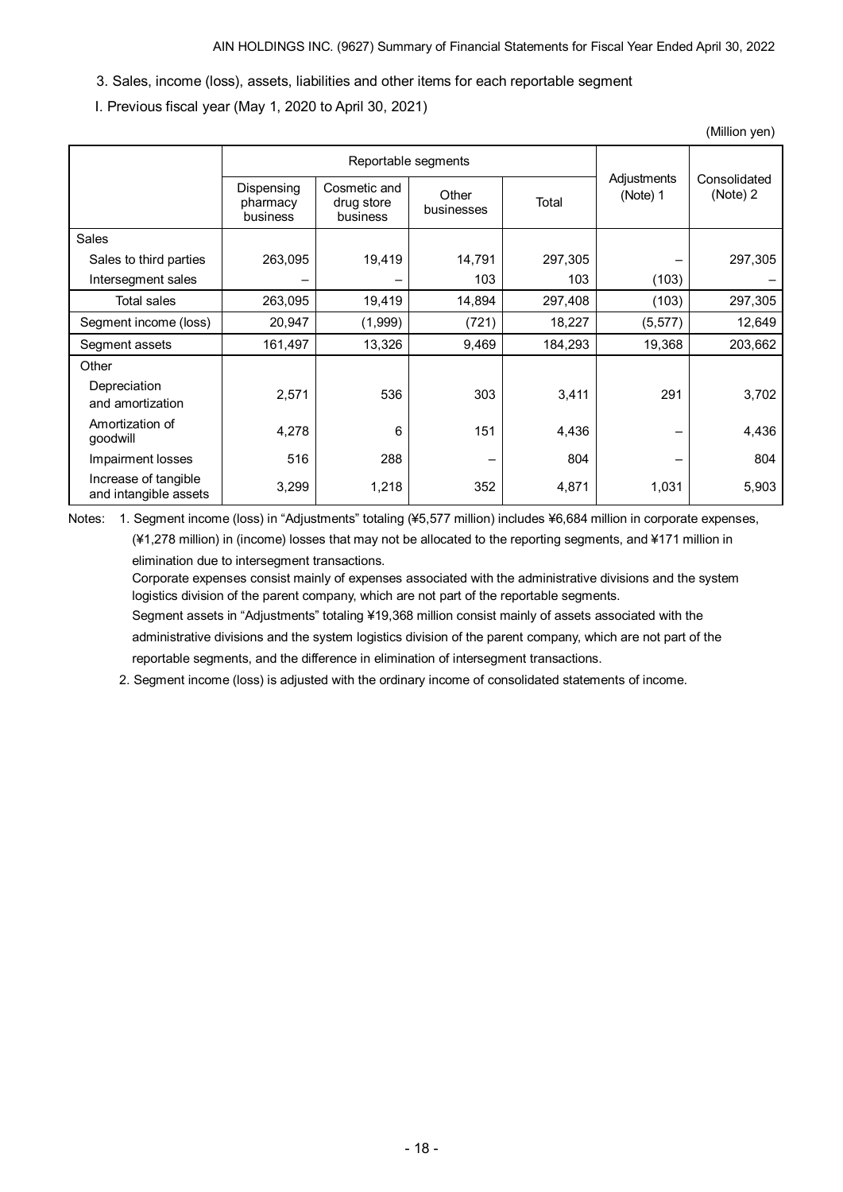3. Sales, income (loss), assets, liabilities and other items for each reportable segment

I. Previous fiscal year (May 1, 2020 to April 30, 2021)

(Million yen)

| | Reportable segments | | | | Adjustments (Note) 1 | Consolidated (Note) 2 |
|---|---|---|---|---|---|---|
| | Dispensing pharmacy business | Cosmetic and drug store business | Other businesses | Total | | |
| Sales | | | | | | |
| Sales to third parties | 263,095 | 19,419 | 14,791 | 297,305 | – | 297,305 |
| Intersegment sales | – | – | 103 | 103 | (103) | – |
| Total sales | 263,095 | 19,419 | 14,894 | 297,408 | (103) | 297,305 |
| Segment income (loss) | 20,947 | (1,999) | (721) | 18,227 | (5,577) | 12,649 |
| Segment assets | 161,497 | 13,326 | 9,469 | 184,293 | 19,368 | 203,662 |
| Other | | | | | | |
| Depreciation and amortization | 2,571 | 536 | 303 | 3,411 | 291 | 3,702 |
| Amortization of goodwill | 4,278 | 6 | 151 | 4,436 | – | 4,436 |
| Impairment losses | 516 | 288 | – | 804 | – | 804 |
| Increase of tangible and intangible assets | 3,299 | 1,218 | 352 | 4,871 | 1,031 | 5,903 |

Notes: 1. Segment income (loss) in "Adjustments" totaling (¥5,577 million) includes ¥6,684 million in corporate expenses, (¥1,278 million) in (income) losses that may not be allocated to the reporting segments, and ¥171 million in elimination due to intersegment transactions.
Corporate expenses consist mainly of expenses associated with the administrative divisions and the system logistics division of the parent company, which are not part of the reportable segments.
Segment assets in "Adjustments" totaling ¥19,368 million consist mainly of assets associated with the administrative divisions and the system logistics division of the parent company, which are not part of the reportable segments, and the difference in elimination of intersegment transactions.

2. Segment income (loss) is adjusted with the ordinary income of consolidated statements of income.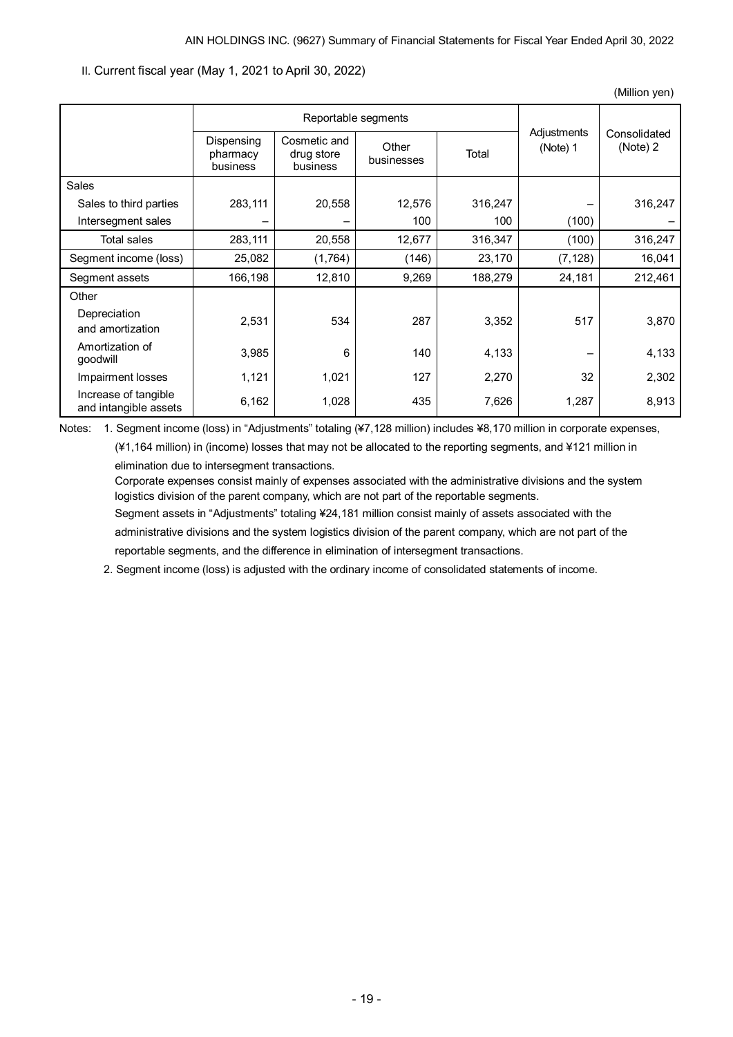II. Current fiscal year (May 1, 2021 to April 30, 2022)

(Million yen)

| | Reportable segments | | | | Adjustments (Note) 1 | Consolidated (Note) 2 |
|---|---|---|---|---|---|---|
| | Dispensing pharmacy business | Cosmetic and drug store business | Other businesses | Total | | |
| Sales | | | | | | |
| Sales to third parties | 283,111 | 20,558 | 12,576 | 316,247 | – | 316,247 |
| Intersegment sales | – | – | 100 | 100 | (100) | – |
| Total sales | 283,111 | 20,558 | 12,677 | 316,347 | (100) | 316,247 |
| Segment income (loss) | 25,082 | (1,764) | (146) | 23,170 | (7,128) | 16,041 |
| Segment assets | 166,198 | 12,810 | 9,269 | 188,279 | 24,181 | 212,461 |
| Other | | | | | | |
| Depreciation and amortization | 2,531 | 534 | 287 | 3,352 | 517 | 3,870 |
| Amortization of goodwill | 3,985 | 6 | 140 | 4,133 | – | 4,133 |
| Impairment losses | 1,121 | 1,021 | 127 | 2,270 | 32 | 2,302 |
| Increase of tangible and intangible assets | 6,162 | 1,028 | 435 | 7,626 | 1,287 | 8,913 |

Notes: 1. Segment income (loss) in "Adjustments" totaling (¥7,128 million) includes ¥8,170 million in corporate expenses, (¥1,164 million) in (income) losses that may not be allocated to the reporting segments, and ¥121 million in elimination due to intersegment transactions.
Corporate expenses consist mainly of expenses associated with the administrative divisions and the system logistics division of the parent company, which are not part of the reportable segments.
Segment assets in "Adjustments" totaling ¥24,181 million consist mainly of assets associated with the administrative divisions and the system logistics division of the parent company, which are not part of the reportable segments, and the difference in elimination of intersegment transactions.

2. Segment income (loss) is adjusted with the ordinary income of consolidated statements of income.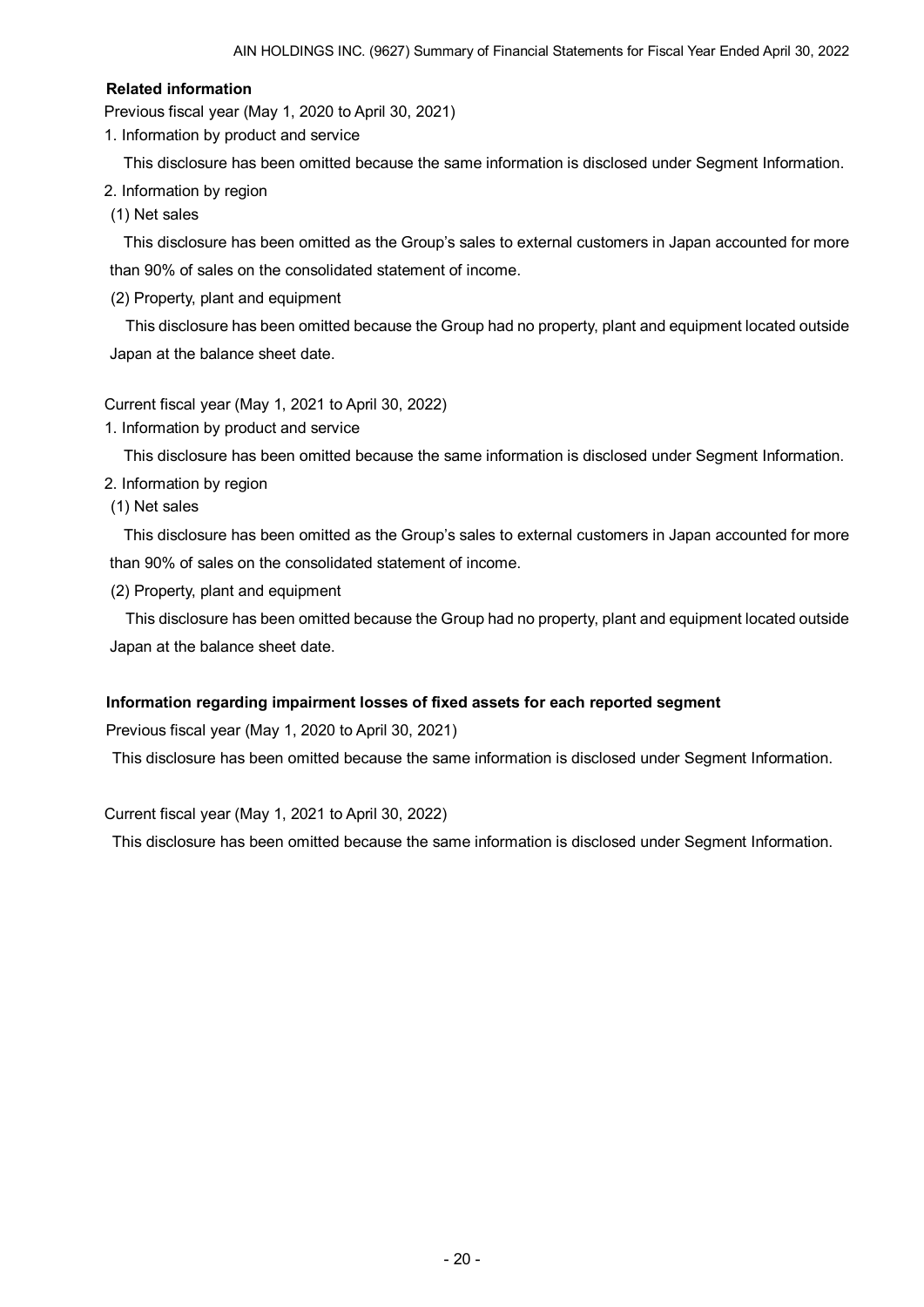### Related information

Previous fiscal year (May 1, 2020 to April 30, 2021)

1. Information by product and service

This disclosure has been omitted because the same information is disclosed under Segment Information.

2. Information by region

(1) Net sales

This disclosure has been omitted as the Group's sales to external customers in Japan accounted for more than 90% of sales on the consolidated statement of income.

(2) Property, plant and equipment

This disclosure has been omitted because the Group had no property, plant and equipment located outside Japan at the balance sheet date.

Current fiscal year (May 1, 2021 to April 30, 2022)

1. Information by product and service

This disclosure has been omitted because the same information is disclosed under Segment Information.

2. Information by region

(1) Net sales

This disclosure has been omitted as the Group's sales to external customers in Japan accounted for more than 90% of sales on the consolidated statement of income.

(2) Property, plant and equipment

This disclosure has been omitted because the Group had no property, plant and equipment located outside Japan at the balance sheet date.

### Information regarding impairment losses of fixed assets for each reported segment

Previous fiscal year (May 1, 2020 to April 30, 2021)

This disclosure has been omitted because the same information is disclosed under Segment Information.

Current fiscal year (May 1, 2021 to April 30, 2022)

This disclosure has been omitted because the same information is disclosed under Segment Information.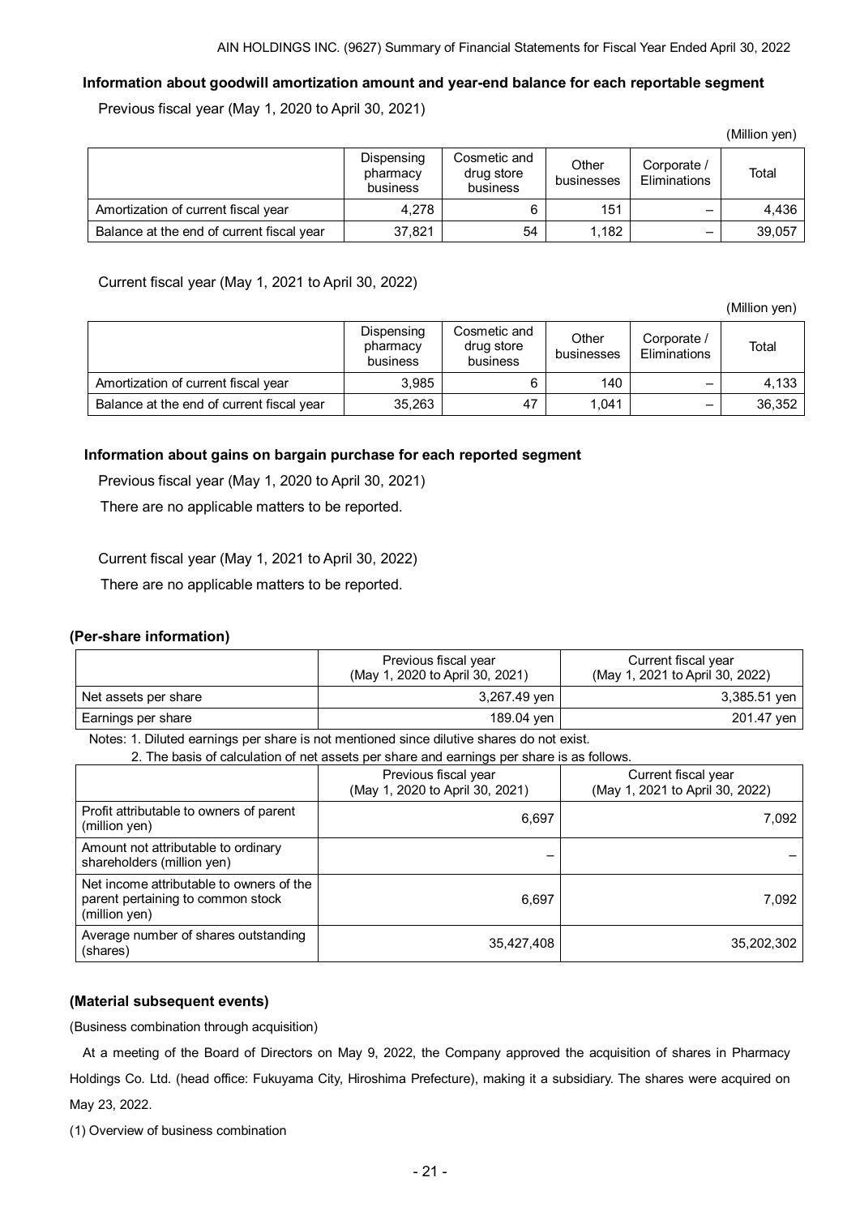### Information about goodwill amortization amount and year-end balance for each reportable segment

Previous fiscal year (May 1, 2020 to April 30, 2021)

(Million yen)

| | Dispensing pharmacy business | Cosmetic and drug store business | Other businesses | Corporate / Eliminations | Total |
|---|---|---|---|---|---|
| Amortization of current fiscal year | 4,278 | 6 | 151 | – | 4,436 |
| Balance at the end of current fiscal year | 37,821 | 54 | 1,182 | – | 39,057 |

Current fiscal year (May 1, 2021 to April 30, 2022)

(Million yen)

| | Dispensing pharmacy business | Cosmetic and drug store business | Other businesses | Corporate / Eliminations | Total |
|---|---|---|---|---|---|
| Amortization of current fiscal year | 3,985 | 6 | 140 | – | 4,133 |
| Balance at the end of current fiscal year | 35,263 | 47 | 1,041 | – | 36,352 |

### Information about gains on bargain purchase for each reported segment

Previous fiscal year (May 1, 2020 to April 30, 2021)

There are no applicable matters to be reported.

Current fiscal year (May 1, 2021 to April 30, 2022)

There are no applicable matters to be reported.

### (Per-share information)

| | Previous fiscal year (May 1, 2020 to April 30, 2021) | Current fiscal year (May 1, 2021 to April 30, 2022) |
|---|---|---|
| Net assets per share | 3,267.49 yen | 3,385.51 yen |
| Earnings per share | 189.04 yen | 201.47 yen |

Notes: 1. Diluted earnings per share is not mentioned since dilutive shares do not exist.

2. The basis of calculation of net assets per share and earnings per share is as follows.

| | Previous fiscal year (May 1, 2020 to April 30, 2021) | Current fiscal year (May 1, 2021 to April 30, 2022) |
|---|---|---|
| Profit attributable to owners of parent (million yen) | 6,697 | 7,092 |
| Amount not attributable to ordinary shareholders (million yen) | – | – |
| Net income attributable to owners of the parent pertaining to common stock (million yen) | 6,697 | 7,092 |
| Average number of shares outstanding (shares) | 35,427,408 | 35,202,302 |

### (Material subsequent events)

(Business combination through acquisition)

At a meeting of the Board of Directors on May 9, 2022, the Company approved the acquisition of shares in Pharmacy Holdings Co. Ltd. (head office: Fukuyama City, Hiroshima Prefecture), making it a subsidiary. The shares were acquired on May 23, 2022.

(1) Overview of business combination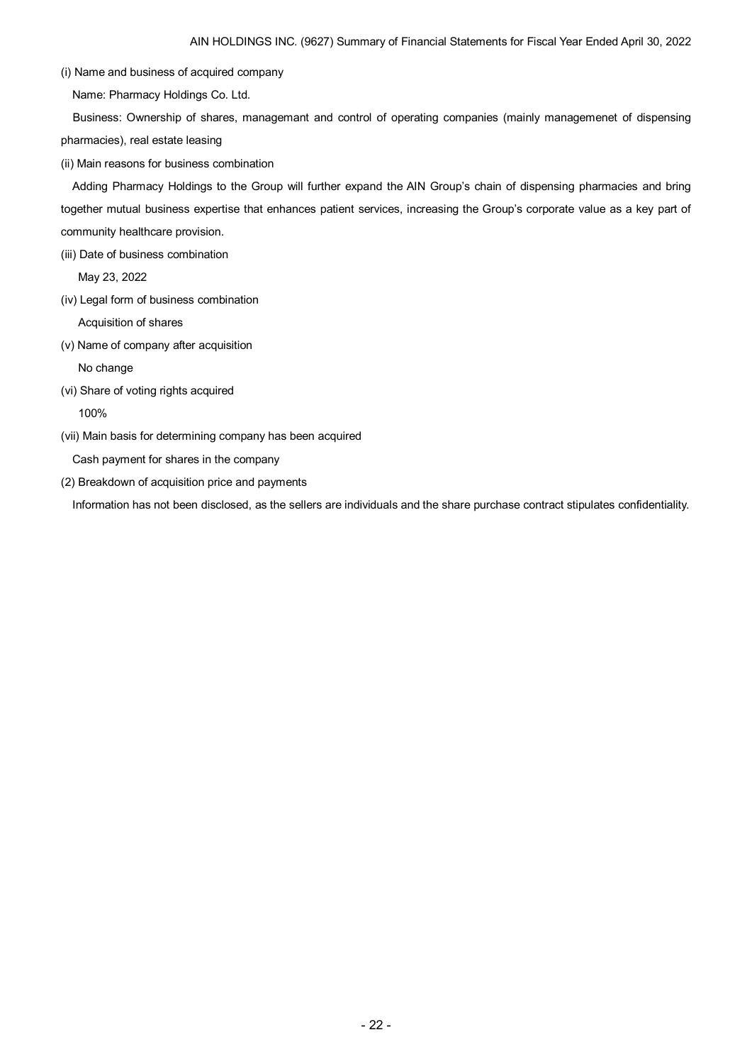(i) Name and business of acquired company

Name: Pharmacy Holdings Co. Ltd.

Business: Ownership of shares, managemant and control of operating companies (mainly managemenet of dispensing pharmacies), real estate leasing

(ii) Main reasons for business combination

Adding Pharmacy Holdings to the Group will further expand the AIN Group's chain of dispensing pharmacies and bring together mutual business expertise that enhances patient services, increasing the Group's corporate value as a key part of community healthcare provision.

(iii) Date of business combination

May 23, 2022

(iv) Legal form of business combination

Acquisition of shares

(v) Name of company after acquisition

No change

(vi) Share of voting rights acquired

100%

(vii) Main basis for determining company has been acquired

Cash payment for shares in the company

(2) Breakdown of acquisition price and payments

Information has not been disclosed, as the sellers are individuals and the share purchase contract stipulates confidentiality.